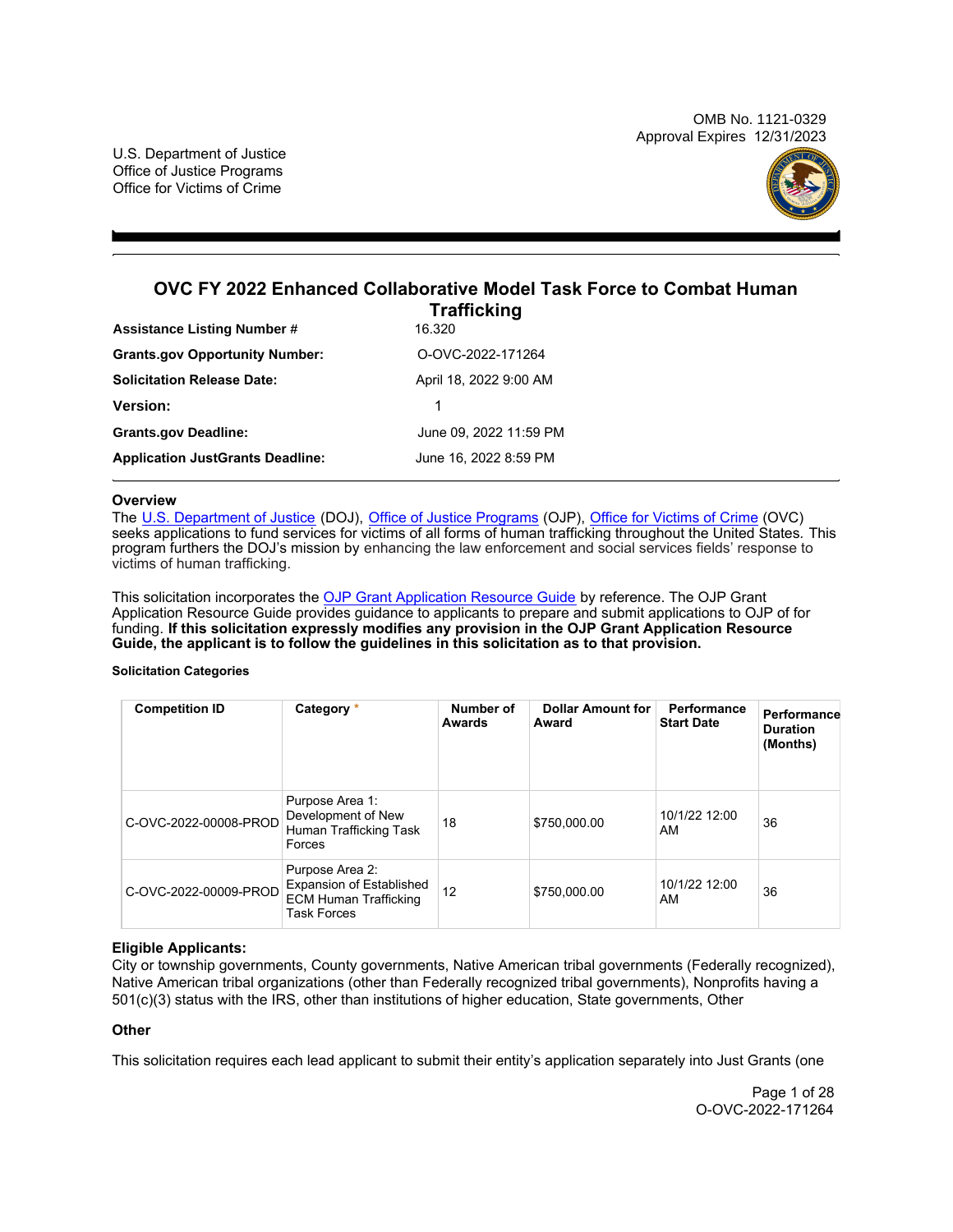OMB No. 1121-0329
Approval Expires 12/31/2023

U.S. Department of Justice
Office of Justice Programs
Office for Victims of Crime

# OVC FY 2022 Enhanced Collaborative Model Task Force to Combat Human Trafficking

| | |
|---|---|
| **Assistance Listing Number #** | 16.320 |
| **Grants.gov Opportunity Number:** | O-OVC-2022-171264 |
| **Solicitation Release Date:** | April 18, 2022 9:00 AM |
| **Version:** | 1 |
| **Grants.gov Deadline:** | June 09, 2022 11:59 PM |
| **Application JustGrants Deadline:** | June 16, 2022 8:59 PM |

## Overview

The U.S. Department of Justice (DOJ), Office of Justice Programs (OJP), Office for Victims of Crime (OVC) seeks applications to fund services for victims of all forms of human trafficking throughout the United States. This program furthers the DOJ's mission by enhancing the law enforcement and social services fields' response to victims of human trafficking.

This solicitation incorporates the OJP Grant Application Resource Guide by reference. The OJP Grant Application Resource Guide provides guidance to applicants to prepare and submit applications to OJP of for funding. **If this solicitation expressly modifies any provision in the OJP Grant Application Resource Guide, the applicant is to follow the guidelines in this solicitation as to that provision.**

#### Solicitation Categories

| Competition ID | Category * | Number of Awards | Dollar Amount for Award | Performance Start Date | Performance Duration (Months) |
|---|---|---|---|---|---|
| C-OVC-2022-00008-PROD | Purpose Area 1: Development of New Human Trafficking Task Forces | 18 | $750,000.00 | 10/1/22 12:00 AM | 36 |
| C-OVC-2022-00009-PROD | Purpose Area 2: Expansion of Established ECM Human Trafficking Task Forces | 12 | $750,000.00 | 10/1/22 12:00 AM | 36 |

### Eligible Applicants:

City or township governments, County governments, Native American tribal governments (Federally recognized), Native American tribal organizations (other than Federally recognized tribal governments), Nonprofits having a 501(c)(3) status with the IRS, other than institutions of higher education, State governments, Other

### Other

This solicitation requires each lead applicant to submit their entity's application separately into Just Grants (one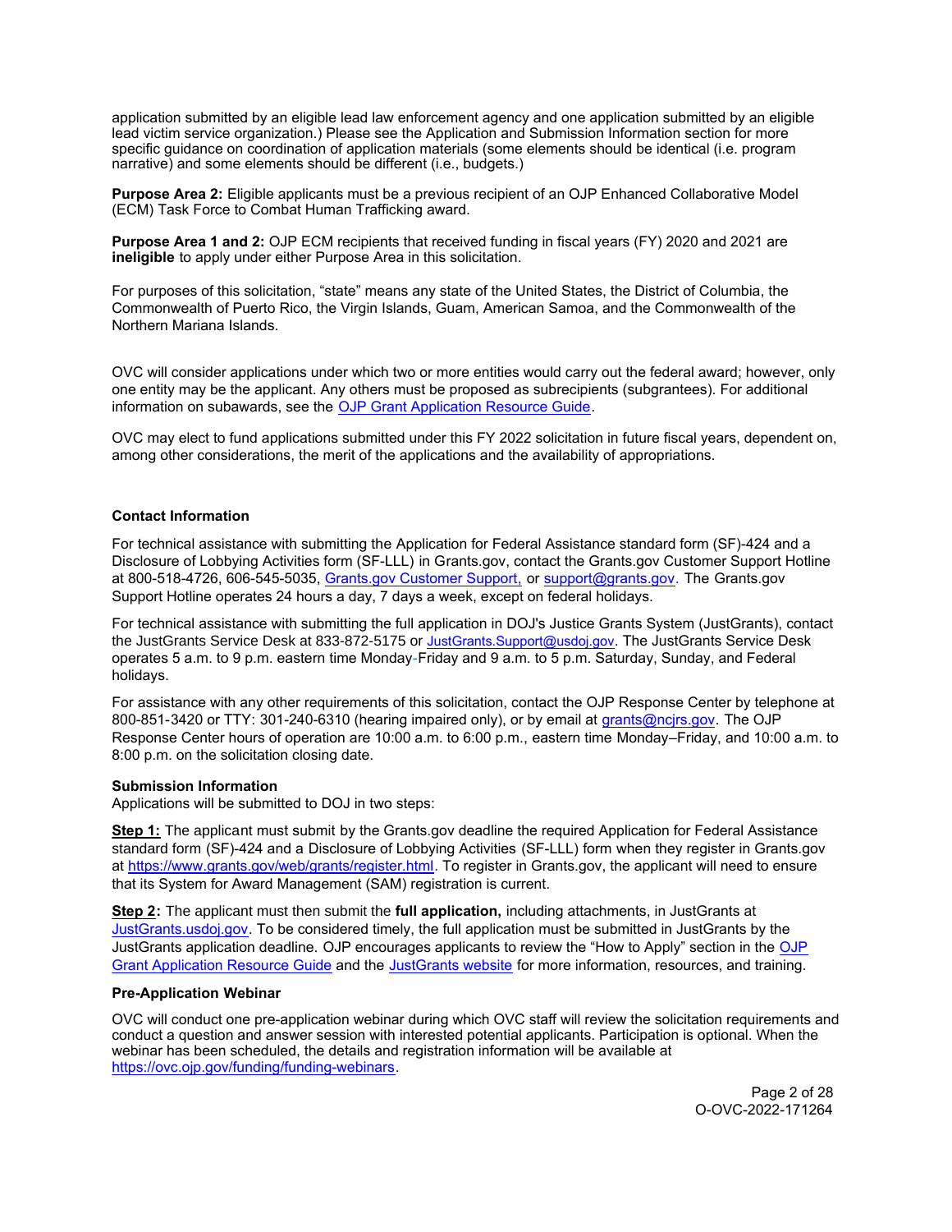application submitted by an eligible lead law enforcement agency and one application submitted by an eligible lead victim service organization.) Please see the Application and Submission Information section for more specific guidance on coordination of application materials (some elements should be identical (i.e. program narrative) and some elements should be different (i.e., budgets.)

**Purpose Area 2:** Eligible applicants must be a previous recipient of an OJP Enhanced Collaborative Model (ECM) Task Force to Combat Human Trafficking award.

**Purpose Area 1 and 2:** OJP ECM recipients that received funding in fiscal years (FY) 2020 and 2021 are **ineligible** to apply under either Purpose Area in this solicitation.

For purposes of this solicitation, "state" means any state of the United States, the District of Columbia, the Commonwealth of Puerto Rico, the Virgin Islands, Guam, American Samoa, and the Commonwealth of the Northern Mariana Islands.

OVC will consider applications under which two or more entities would carry out the federal award; however, only one entity may be the applicant. Any others must be proposed as subrecipients (subgrantees). For additional information on subawards, see the [OJP Grant Application Resource Guide](#).

OVC may elect to fund applications submitted under this FY 2022 solicitation in future fiscal years, dependent on, among other considerations, the merit of the applications and the availability of appropriations.

#### Contact Information

For technical assistance with submitting the Application for Federal Assistance standard form (SF)-424 and a Disclosure of Lobbying Activities form (SF-LLL) in Grants.gov, contact the Grants.gov Customer Support Hotline at 800-518-4726, 606-545-5035, [Grants.gov Customer Support,](#) or [support@grants.gov](mailto:support@grants.gov). The Grants.gov Support Hotline operates 24 hours a day, 7 days a week, except on federal holidays.

For technical assistance with submitting the full application in DOJ's Justice Grants System (JustGrants), contact the JustGrants Service Desk at 833-872-5175 or [JustGrants.Support@usdoj.gov](mailto:JustGrants.Support@usdoj.gov). The JustGrants Service Desk operates 5 a.m. to 9 p.m. eastern time Monday-Friday and 9 a.m. to 5 p.m. Saturday, Sunday, and Federal holidays.

For assistance with any other requirements of this solicitation, contact the OJP Response Center by telephone at 800-851-3420 or TTY: 301-240-6310 (hearing impaired only), or by email at [grants@ncjrs.gov](mailto:grants@ncjrs.gov). The OJP Response Center hours of operation are 10:00 a.m. to 6:00 p.m., eastern time Monday–Friday, and 10:00 a.m. to 8:00 p.m. on the solicitation closing date.

#### Submission Information

Applications will be submitted to DOJ in two steps:

**Step 1:** The applicant must submit by the Grants.gov deadline the required Application for Federal Assistance standard form (SF)-424 and a Disclosure of Lobbying Activities (SF-LLL) form when they register in Grants.gov at [https://www.grants.gov/web/grants/register.html](https://www.grants.gov/web/grants/register.html). To register in Grants.gov, the applicant will need to ensure that its System for Award Management (SAM) registration is current.

**Step 2:** The applicant must then submit the **full application,** including attachments, in JustGrants at [JustGrants.usdoj.gov](https://JustGrants.usdoj.gov). To be considered timely, the full application must be submitted in JustGrants by the JustGrants application deadline. OJP encourages applicants to review the "How to Apply" section in the [OJP Grant Application Resource Guide](#) and the [JustGrants website](#) for more information, resources, and training.

#### Pre-Application Webinar

OVC will conduct one pre-application webinar during which OVC staff will review the solicitation requirements and conduct a question and answer session with interested potential applicants. Participation is optional. When the webinar has been scheduled, the details and registration information will be available at [https://ovc.ojp.gov/funding/funding-webinars](https://ovc.ojp.gov/funding/funding-webinars).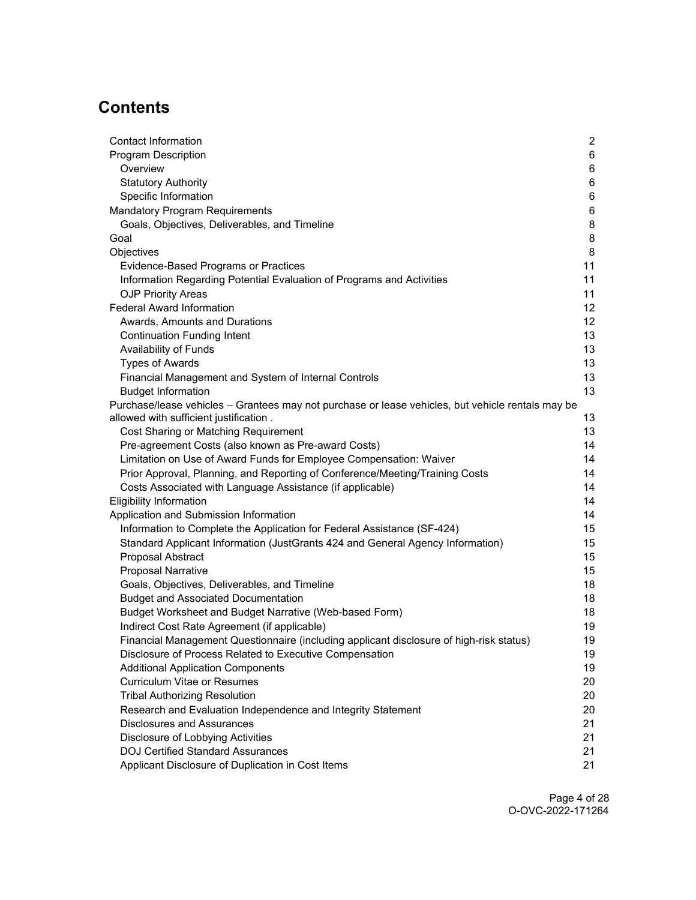## Contents

- Contact Information 2
- Program Description 6
  - Overview 6
  - Statutory Authority 6
  - Specific Information 6
- Mandatory Program Requirements 6
  - Goals, Objectives, Deliverables, and Timeline 8
- Goal 8
- Objectives 8
  - Evidence-Based Programs or Practices 11
  - Information Regarding Potential Evaluation of Programs and Activities 11
  - OJP Priority Areas 11
- Federal Award Information 12
  - Awards, Amounts and Durations 12
  - Continuation Funding Intent 13
  - Availability of Funds 13
  - Types of Awards 13
  - Financial Management and System of Internal Controls 13
  - Budget Information 13
- Purchase/lease vehicles – Grantees may not purchase or lease vehicles, but vehicle rentals may be allowed with sufficient justification . 13
  - Cost Sharing or Matching Requirement 13
  - Pre-agreement Costs (also known as Pre-award Costs) 14
  - Limitation on Use of Award Funds for Employee Compensation: Waiver 14
  - Prior Approval, Planning, and Reporting of Conference/Meeting/Training Costs 14
  - Costs Associated with Language Assistance (if applicable) 14
- Eligibility Information 14
- Application and Submission Information 14
  - Information to Complete the Application for Federal Assistance (SF-424) 15
  - Standard Applicant Information (JustGrants 424 and General Agency Information) 15
  - Proposal Abstract 15
  - Proposal Narrative 15
  - Goals, Objectives, Deliverables, and Timeline 18
  - Budget and Associated Documentation 18
  - Budget Worksheet and Budget Narrative (Web-based Form) 18
  - Indirect Cost Rate Agreement (if applicable) 19
  - Financial Management Questionnaire (including applicant disclosure of high-risk status) 19
  - Disclosure of Process Related to Executive Compensation 19
  - Additional Application Components 19
  - Curriculum Vitae or Resumes 20
  - Tribal Authorizing Resolution 20
  - Research and Evaluation Independence and Integrity Statement 20
  - Disclosures and Assurances 21
  - Disclosure of Lobbying Activities 21
  - DOJ Certified Standard Assurances 21
  - Applicant Disclosure of Duplication in Cost Items 21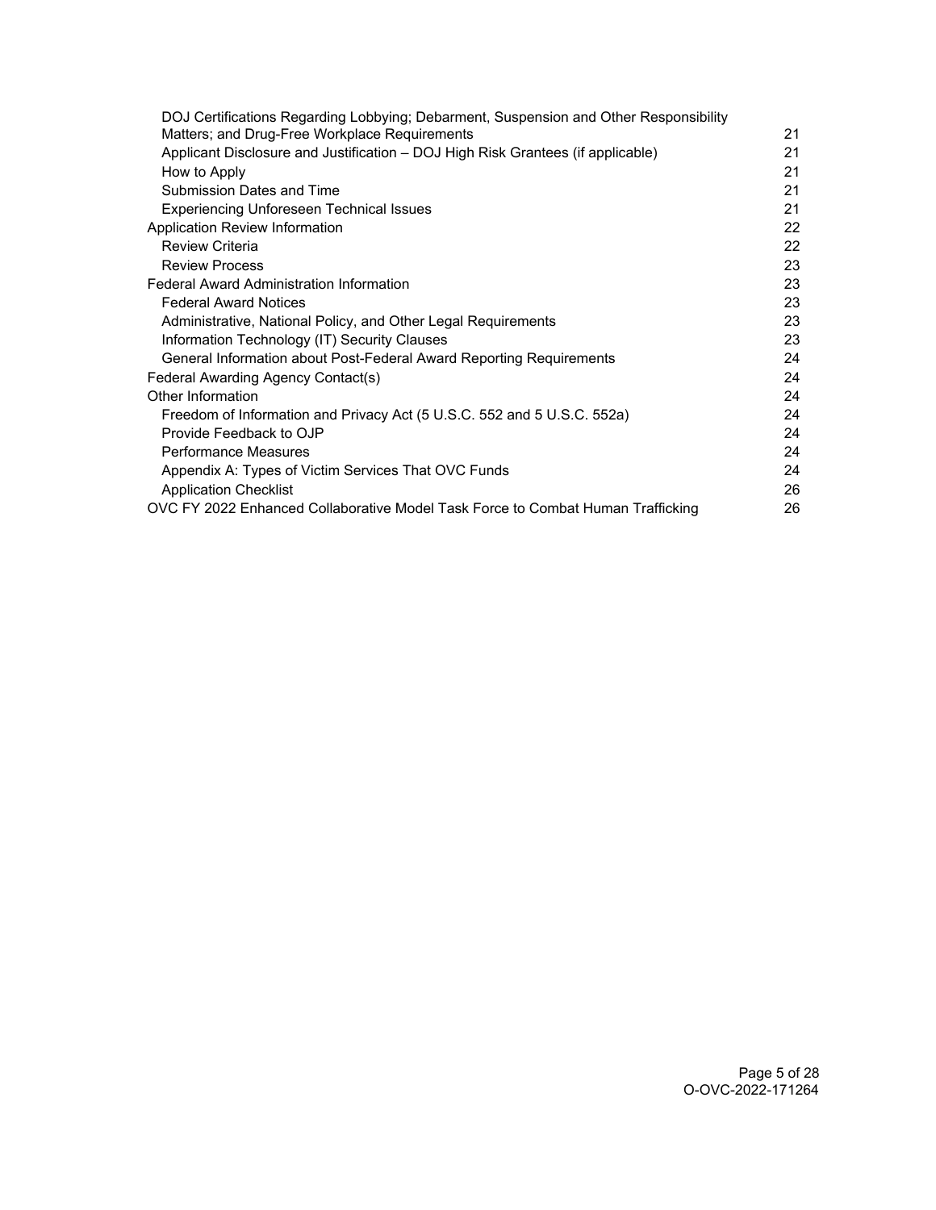| | |
|---|---|
| DOJ Certifications Regarding Lobbying; Debarment, Suspension and Other Responsibility Matters; and Drug-Free Workplace Requirements | 21 |
| Applicant Disclosure and Justification – DOJ High Risk Grantees (if applicable) | 21 |
| How to Apply | 21 |
| Submission Dates and Time | 21 |
| Experiencing Unforeseen Technical Issues | 21 |
| Application Review Information | 22 |
| Review Criteria | 22 |
| Review Process | 23 |
| Federal Award Administration Information | 23 |
| Federal Award Notices | 23 |
| Administrative, National Policy, and Other Legal Requirements | 23 |
| Information Technology (IT) Security Clauses | 23 |
| General Information about Post-Federal Award Reporting Requirements | 24 |
| Federal Awarding Agency Contact(s) | 24 |
| Other Information | 24 |
| Freedom of Information and Privacy Act (5 U.S.C. 552 and 5 U.S.C. 552a) | 24 |
| Provide Feedback to OJP | 24 |
| Performance Measures | 24 |
| Appendix A: Types of Victim Services That OVC Funds | 24 |
| Application Checklist | 26 |
| OVC FY 2022 Enhanced Collaborative Model Task Force to Combat Human Trafficking | 26 |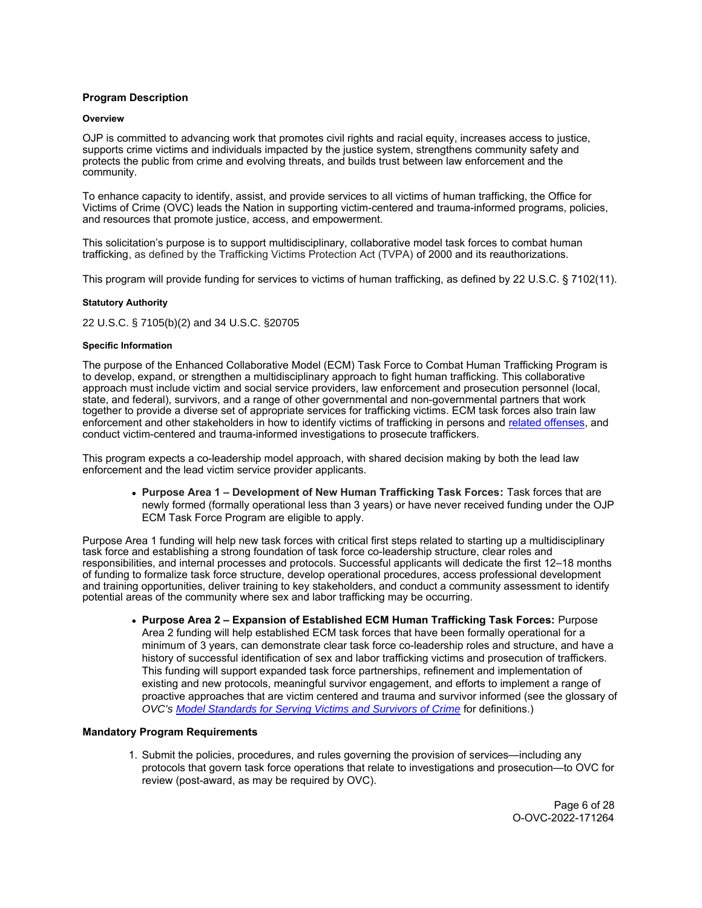## Program Description

### Overview

OJP is committed to advancing work that promotes civil rights and racial equity, increases access to justice, supports crime victims and individuals impacted by the justice system, strengthens community safety and protects the public from crime and evolving threats, and builds trust between law enforcement and the community.

To enhance capacity to identify, assist, and provide services to all victims of human trafficking, the Office for Victims of Crime (OVC) leads the Nation in supporting victim-centered and trauma-informed programs, policies, and resources that promote justice, access, and empowerment.

This solicitation's purpose is to support multidisciplinary, collaborative model task forces to combat human trafficking, as defined by the Trafficking Victims Protection Act (TVPA) of 2000 and its reauthorizations.

This program will provide funding for services to victims of human trafficking, as defined by 22 U.S.C. § 7102(11).

### Statutory Authority

22 U.S.C. § 7105(b)(2) and 34 U.S.C. §20705

### Specific Information

The purpose of the Enhanced Collaborative Model (ECM) Task Force to Combat Human Trafficking Program is to develop, expand, or strengthen a multidisciplinary approach to fight human trafficking. This collaborative approach must include victim and social service providers, law enforcement and prosecution personnel (local, state, and federal), survivors, and a range of other governmental and non-governmental partners that work together to provide a diverse set of appropriate services for trafficking victims. ECM task forces also train law enforcement and other stakeholders in how to identify victims of trafficking in persons and related offenses, and conduct victim-centered and trauma-informed investigations to prosecute traffickers.

This program expects a co-leadership model approach, with shared decision making by both the lead law enforcement and the lead victim service provider applicants.

- **Purpose Area 1 – Development of New Human Trafficking Task Forces:** Task forces that are newly formed (formally operational less than 3 years) or have never received funding under the OJP ECM Task Force Program are eligible to apply.

Purpose Area 1 funding will help new task forces with critical first steps related to starting up a multidisciplinary task force and establishing a strong foundation of task force co-leadership structure, clear roles and responsibilities, and internal processes and protocols. Successful applicants will dedicate the first 12–18 months of funding to formalize task force structure, develop operational procedures, access professional development and training opportunities, deliver training to key stakeholders, and conduct a community assessment to identify potential areas of the community where sex and labor trafficking may be occurring.

- **Purpose Area 2 – Expansion of Established ECM Human Trafficking Task Forces:** Purpose Area 2 funding will help established ECM task forces that have been formally operational for a minimum of 3 years, can demonstrate clear task force co-leadership roles and structure, and have a history of successful identification of sex and labor trafficking victims and prosecution of traffickers. This funding will support expanded task force partnerships, refinement and implementation of existing and new protocols, meaningful survivor engagement, and efforts to implement a range of proactive approaches that are victim centered and trauma and survivor informed (see the glossary of *OVC's Model Standards for Serving Victims and Survivors of Crime* for definitions.)

### Mandatory Program Requirements

1. Submit the policies, procedures, and rules governing the provision of services—including any protocols that govern task force operations that relate to investigations and prosecution—to OVC for review (post-award, as may be required by OVC).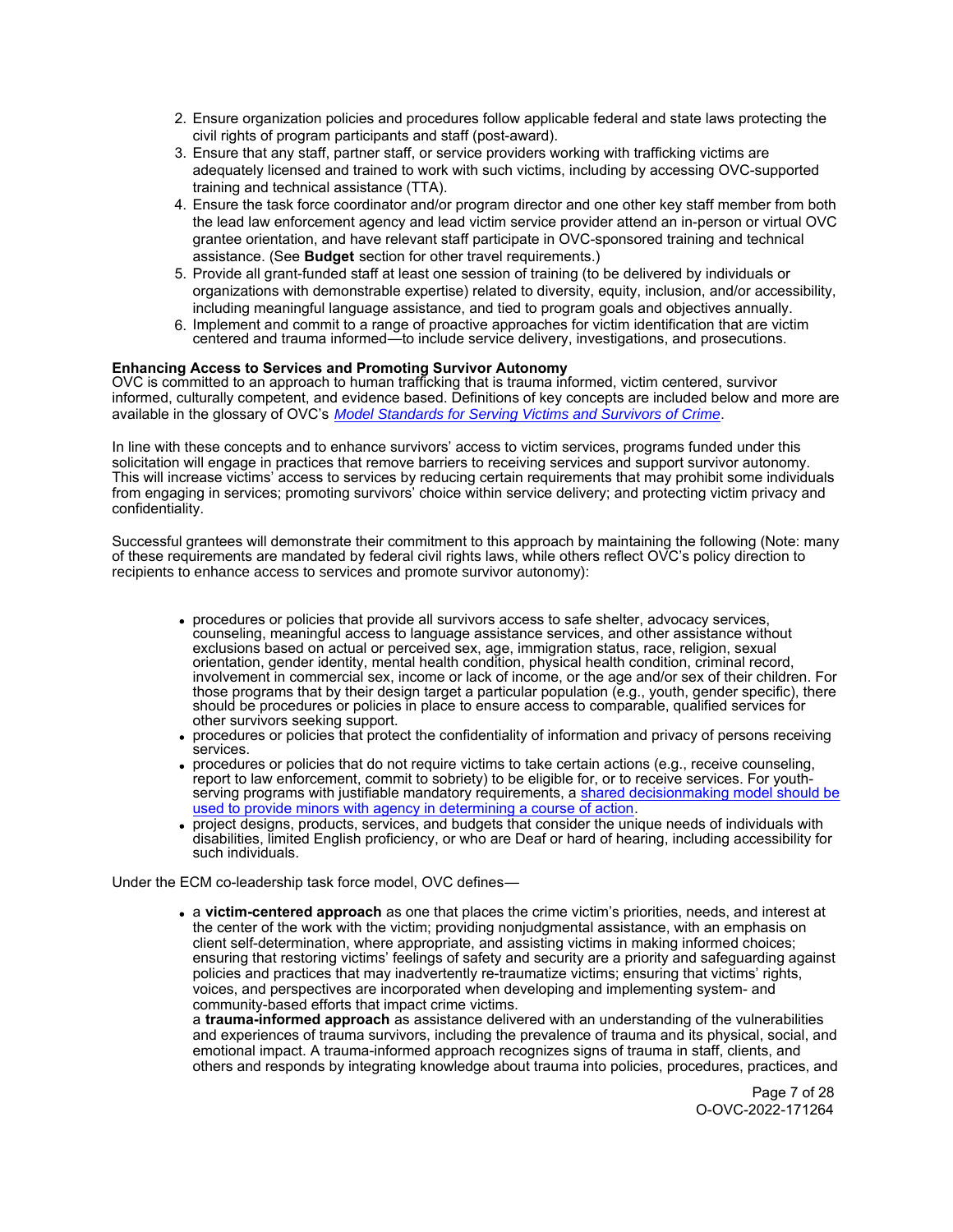2. Ensure organization policies and procedures follow applicable federal and state laws protecting the civil rights of program participants and staff (post-award).
3. Ensure that any staff, partner staff, or service providers working with trafficking victims are adequately licensed and trained to work with such victims, including by accessing OVC-supported training and technical assistance (TTA).
4. Ensure the task force coordinator and/or program director and one other key staff member from both the lead law enforcement agency and lead victim service provider attend an in-person or virtual OVC grantee orientation, and have relevant staff participate in OVC-sponsored training and technical assistance. (See **Budget** section for other travel requirements.)
5. Provide all grant-funded staff at least one session of training (to be delivered by individuals or organizations with demonstrable expertise) related to diversity, equity, inclusion, and/or accessibility, including meaningful language assistance, and tied to program goals and objectives annually.
6. Implement and commit to a range of proactive approaches for victim identification that are victim centered and trauma informed—to include service delivery, investigations, and prosecutions.

**Enhancing Access to Services and Promoting Survivor Autonomy**

OVC is committed to an approach to human trafficking that is trauma informed, victim centered, survivor informed, culturally competent, and evidence based. Definitions of key concepts are included below and more are available in the glossary of OVC's *Model Standards for Serving Victims and Survivors of Crime*.

In line with these concepts and to enhance survivors' access to victim services, programs funded under this solicitation will engage in practices that remove barriers to receiving services and support survivor autonomy. This will increase victims' access to services by reducing certain requirements that may prohibit some individuals from engaging in services; promoting survivors' choice within service delivery; and protecting victim privacy and confidentiality.

Successful grantees will demonstrate their commitment to this approach by maintaining the following (Note: many of these requirements are mandated by federal civil rights laws, while others reflect OVC's policy direction to recipients to enhance access to services and promote survivor autonomy):

- procedures or policies that provide all survivors access to safe shelter, advocacy services, counseling, meaningful access to language assistance services, and other assistance without exclusions based on actual or perceived sex, age, immigration status, race, religion, sexual orientation, gender identity, mental health condition, physical health condition, criminal record, involvement in commercial sex, income or lack of income, or the age and/or sex of their children. For those programs that by their design target a particular population (e.g., youth, gender specific), there should be procedures or policies in place to ensure access to comparable, qualified services for other survivors seeking support.
- procedures or policies that protect the confidentiality of information and privacy of persons receiving services.
- procedures or policies that do not require victims to take certain actions (e.g., receive counseling, report to law enforcement, commit to sobriety) to be eligible for, or to receive services. For youth-serving programs with justifiable mandatory requirements, a shared decisionmaking model should be used to provide minors with agency in determining a course of action.
- project designs, products, services, and budgets that consider the unique needs of individuals with disabilities, limited English proficiency, or who are Deaf or hard of hearing, including accessibility for such individuals.

Under the ECM co-leadership task force model, OVC defines—

- a **victim-centered approach** as one that places the crime victim's priorities, needs, and interest at the center of the work with the victim; providing nonjudgmental assistance, with an emphasis on client self-determination, where appropriate, and assisting victims in making informed choices; ensuring that restoring victims' feelings of safety and security are a priority and safeguarding against policies and practices that may inadvertently re-traumatize victims; ensuring that victims' rights, voices, and perspectives are incorporated when developing and implementing system- and community-based efforts that impact crime victims.

  a **trauma-informed approach** as assistance delivered with an understanding of the vulnerabilities and experiences of trauma survivors, including the prevalence of trauma and its physical, social, and emotional impact. A trauma-informed approach recognizes signs of trauma in staff, clients, and others and responds by integrating knowledge about trauma into policies, procedures, practices, and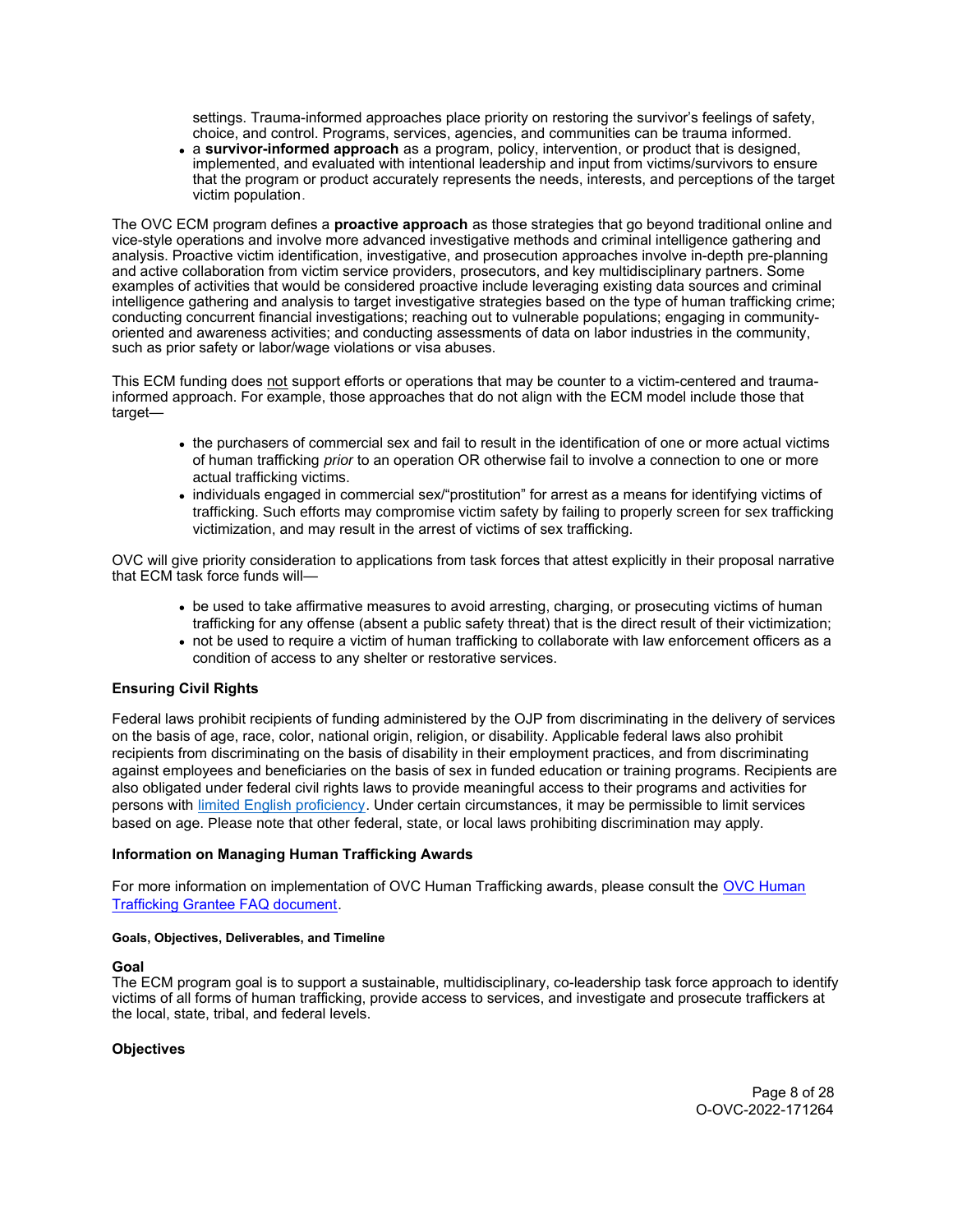settings. Trauma-informed approaches place priority on restoring the survivor's feelings of safety, choice, and control. Programs, services, agencies, and communities can be trauma informed.

- a **survivor-informed approach** as a program, policy, intervention, or product that is designed, implemented, and evaluated with intentional leadership and input from victims/survivors to ensure that the program or product accurately represents the needs, interests, and perceptions of the target victim population.

The OVC ECM program defines a **proactive approach** as those strategies that go beyond traditional online and vice-style operations and involve more advanced investigative methods and criminal intelligence gathering and analysis. Proactive victim identification, investigative, and prosecution approaches involve in-depth pre-planning and active collaboration from victim service providers, prosecutors, and key multidisciplinary partners. Some examples of activities that would be considered proactive include leveraging existing data sources and criminal intelligence gathering and analysis to target investigative strategies based on the type of human trafficking crime; conducting concurrent financial investigations; reaching out to vulnerable populations; engaging in community-oriented and awareness activities; and conducting assessments of data on labor industries in the community, such as prior safety or labor/wage violations or visa abuses.

This ECM funding does not support efforts or operations that may be counter to a victim-centered and trauma-informed approach. For example, those approaches that do not align with the ECM model include those that target—

- the purchasers of commercial sex and fail to result in the identification of one or more actual victims of human trafficking *prior* to an operation OR otherwise fail to involve a connection to one or more actual trafficking victims.
- individuals engaged in commercial sex/"prostitution" for arrest as a means for identifying victims of trafficking. Such efforts may compromise victim safety by failing to properly screen for sex trafficking victimization, and may result in the arrest of victims of sex trafficking.

OVC will give priority consideration to applications from task forces that attest explicitly in their proposal narrative that ECM task force funds will—

- be used to take affirmative measures to avoid arresting, charging, or prosecuting victims of human trafficking for any offense (absent a public safety threat) that is the direct result of their victimization;
- not be used to require a victim of human trafficking to collaborate with law enforcement officers as a condition of access to any shelter or restorative services.

**Ensuring Civil Rights**

Federal laws prohibit recipients of funding administered by the OJP from discriminating in the delivery of services on the basis of age, race, color, national origin, religion, or disability. Applicable federal laws also prohibit recipients from discriminating on the basis of disability in their employment practices, and from discriminating against employees and beneficiaries on the basis of sex in funded education or training programs. Recipients are also obligated under federal civil rights laws to provide meaningful access to their programs and activities for persons with limited English proficiency. Under certain circumstances, it may be permissible to limit services based on age. Please note that other federal, state, or local laws prohibiting discrimination may apply.

**Information on Managing Human Trafficking Awards**

For more information on implementation of OVC Human Trafficking awards, please consult the OVC Human Trafficking Grantee FAQ document.

#### Goals, Objectives, Deliverables, and Timeline

**Goal**

The ECM program goal is to support a sustainable, multidisciplinary, co-leadership task force approach to identify victims of all forms of human trafficking, provide access to services, and investigate and prosecute traffickers at the local, state, tribal, and federal levels.

**Objectives**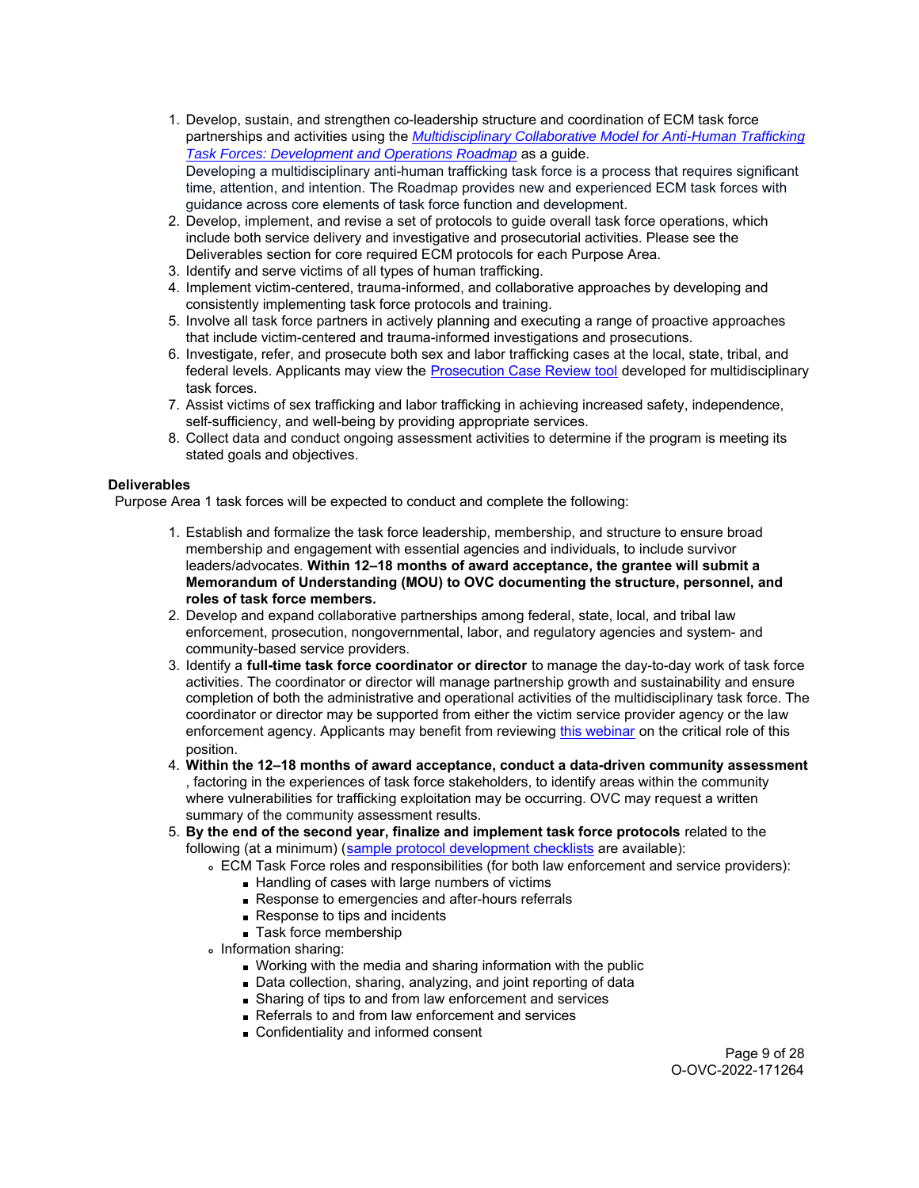1. Develop, sustain, and strengthen co-leadership structure and coordination of ECM task force partnerships and activities using the *Multidisciplinary Collaborative Model for Anti-Human Trafficking Task Forces: Development and Operations Roadmap* as a guide.
   Developing a multidisciplinary anti-human trafficking task force is a process that requires significant time, attention, and intention. The Roadmap provides new and experienced ECM task forces with guidance across core elements of task force function and development.
2. Develop, implement, and revise a set of protocols to guide overall task force operations, which include both service delivery and investigative and prosecutorial activities. Please see the Deliverables section for core required ECM protocols for each Purpose Area.
3. Identify and serve victims of all types of human trafficking.
4. Implement victim-centered, trauma-informed, and collaborative approaches by developing and consistently implementing task force protocols and training.
5. Involve all task force partners in actively planning and executing a range of proactive approaches that include victim-centered and trauma-informed investigations and prosecutions.
6. Investigate, refer, and prosecute both sex and labor trafficking cases at the local, state, tribal, and federal levels. Applicants may view the Prosecution Case Review tool developed for multidisciplinary task forces.
7. Assist victims of sex trafficking and labor trafficking in achieving increased safety, independence, self-sufficiency, and well-being by providing appropriate services.
8. Collect data and conduct ongoing assessment activities to determine if the program is meeting its stated goals and objectives.

**Deliverables**

Purpose Area 1 task forces will be expected to conduct and complete the following:

1. Establish and formalize the task force leadership, membership, and structure to ensure broad membership and engagement with essential agencies and individuals, to include survivor leaders/advocates. **Within 12–18 months of award acceptance, the grantee will submit a Memorandum of Understanding (MOU) to OVC documenting the structure, personnel, and roles of task force members.**
2. Develop and expand collaborative partnerships among federal, state, local, and tribal law enforcement, prosecution, nongovernmental, labor, and regulatory agencies and system- and community-based service providers.
3. Identify a **full-time task force coordinator or director** to manage the day-to-day work of task force activities. The coordinator or director will manage partnership growth and sustainability and ensure completion of both the administrative and operational activities of the multidisciplinary task force. The coordinator or director may be supported from either the victim service provider agency or the law enforcement agency. Applicants may benefit from reviewing this webinar on the critical role of this position.
4. **Within the 12–18 months of award acceptance, conduct a data-driven community assessment**, factoring in the experiences of task force stakeholders, to identify areas within the community where vulnerabilities for trafficking exploitation may be occurring. OVC may request a written summary of the community assessment results.
5. **By the end of the second year, finalize and implement task force protocols** related to the following (at a minimum) (sample protocol development checklists are available):
   - ECM Task Force roles and responsibilities (for both law enforcement and service providers):
     - Handling of cases with large numbers of victims
     - Response to emergencies and after-hours referrals
     - Response to tips and incidents
     - Task force membership
   - Information sharing:
     - Working with the media and sharing information with the public
     - Data collection, sharing, analyzing, and joint reporting of data
     - Sharing of tips to and from law enforcement and services
     - Referrals to and from law enforcement and services
     - Confidentiality and informed consent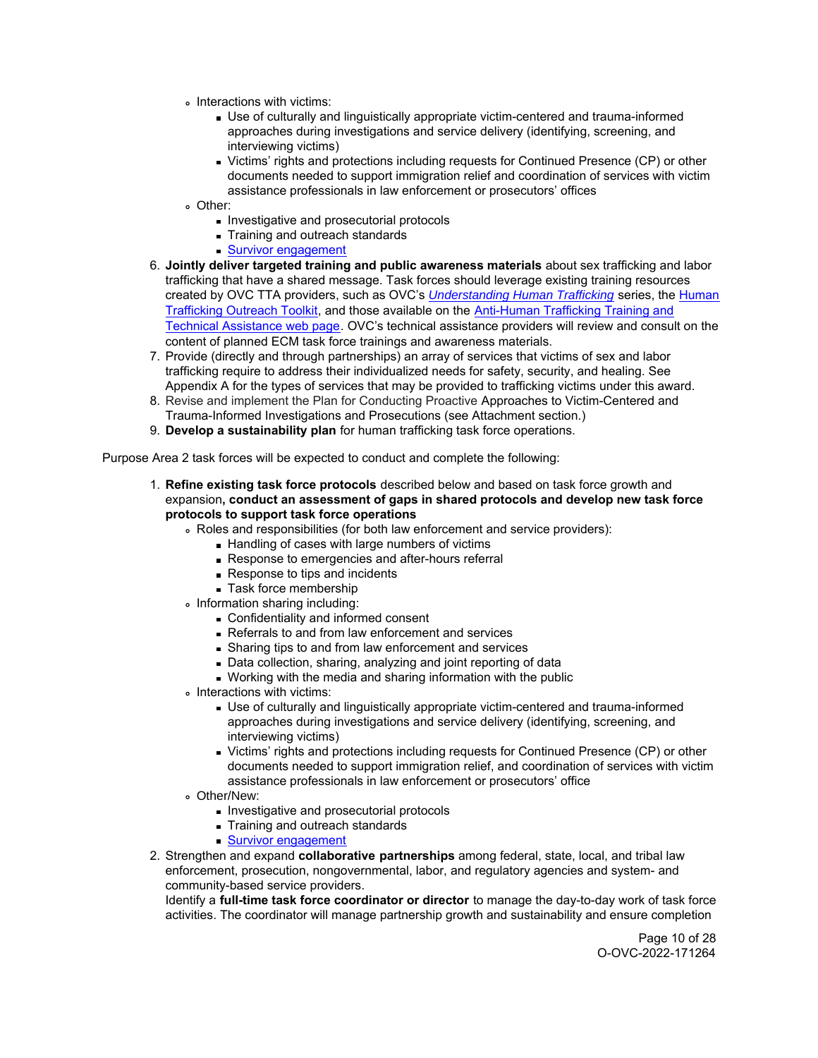- Interactions with victims:
    - Use of culturally and linguistically appropriate victim-centered and trauma-informed approaches during investigations and service delivery (identifying, screening, and interviewing victims)
    - Victims' rights and protections including requests for Continued Presence (CP) or other documents needed to support immigration relief and coordination of services with victim assistance professionals in law enforcement or prosecutors' offices
- Other:
    - Investigative and prosecutorial protocols
    - Training and outreach standards
    - [Survivor engagement]

6. **Jointly deliver targeted training and public awareness materials** about sex trafficking and labor trafficking that have a shared message. Task forces should leverage existing training resources created by OVC TTA providers, such as OVC's [*Understanding Human Trafficking*] series, the [Human Trafficking Outreach Toolkit], and those available on the [Anti-Human Trafficking Training and Technical Assistance web page]. OVC's technical assistance providers will review and consult on the content of planned ECM task force trainings and awareness materials.
7. Provide (directly and through partnerships) an array of services that victims of sex and labor trafficking require to address their individualized needs for safety, security, and healing. See Appendix A for the types of services that may be provided to trafficking victims under this award.
8. Revise and implement the Plan for Conducting Proactive Approaches to Victim-Centered and Trauma-Informed Investigations and Prosecutions (see Attachment section.)
9. **Develop a sustainability plan** for human trafficking task force operations.

Purpose Area 2 task forces will be expected to conduct and complete the following:

1. **Refine existing task force protocols** described below and based on task force growth and expansion**, conduct an assessment of gaps in shared protocols and develop new task force protocols to support task force operations**
    - Roles and responsibilities (for both law enforcement and service providers):
        - Handling of cases with large numbers of victims
        - Response to emergencies and after-hours referral
        - Response to tips and incidents
        - Task force membership
    - Information sharing including:
        - Confidentiality and informed consent
        - Referrals to and from law enforcement and services
        - Sharing tips to and from law enforcement and services
        - Data collection, sharing, analyzing and joint reporting of data
        - Working with the media and sharing information with the public
    - Interactions with victims:
        - Use of culturally and linguistically appropriate victim-centered and trauma-informed approaches during investigations and service delivery (identifying, screening, and interviewing victims)
        - Victims' rights and protections including requests for Continued Presence (CP) or other documents needed to support immigration relief, and coordination of services with victim assistance professionals in law enforcement or prosecutors' office
    - Other/New:
        - Investigative and prosecutorial protocols
        - Training and outreach standards
        - [Survivor engagement]
2. Strengthen and expand **collaborative partnerships** among federal, state, local, and tribal law enforcement, prosecution, nongovernmental, labor, and regulatory agencies and system- and community-based service providers.
   Identify a **full-time task force coordinator or director** to manage the day-to-day work of task force activities. The coordinator will manage partnership growth and sustainability and ensure completion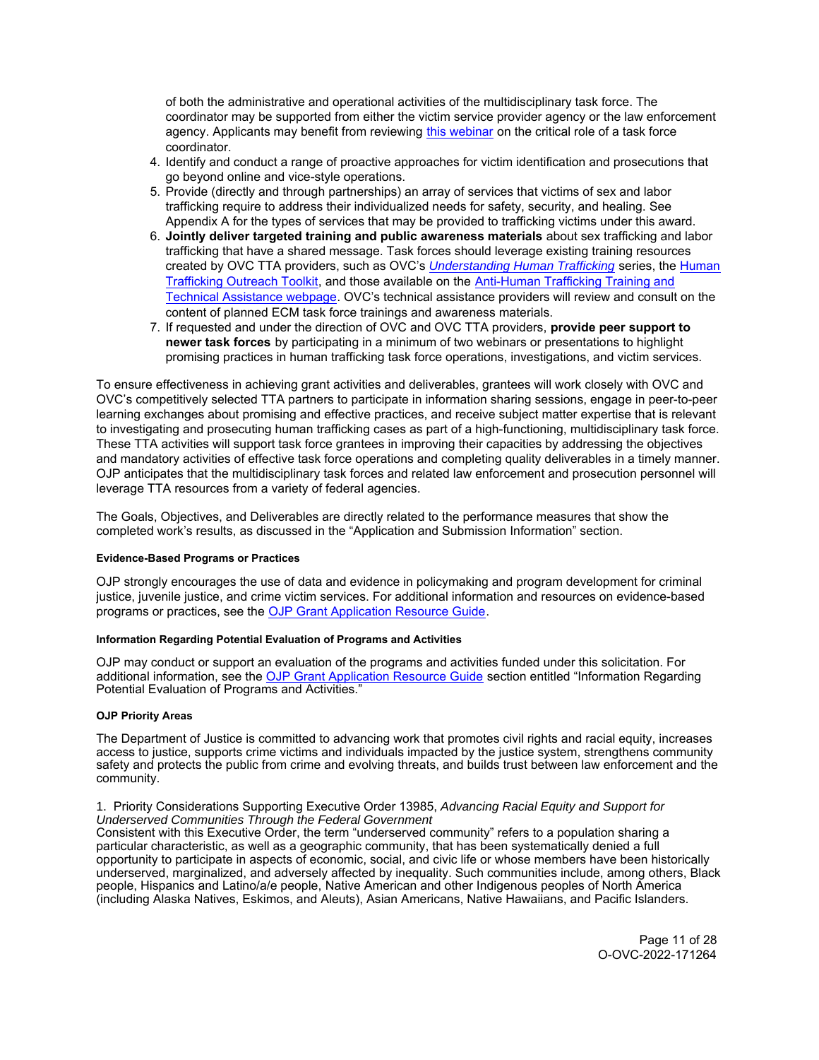of both the administrative and operational activities of the multidisciplinary task force. The coordinator may be supported from either the victim service provider agency or the law enforcement agency. Applicants may benefit from reviewing this webinar on the critical role of a task force coordinator.

4. Identify and conduct a range of proactive approaches for victim identification and prosecutions that go beyond online and vice-style operations.
5. Provide (directly and through partnerships) an array of services that victims of sex and labor trafficking require to address their individualized needs for safety, security, and healing. See Appendix A for the types of services that may be provided to trafficking victims under this award.
6. **Jointly deliver targeted training and public awareness materials** about sex trafficking and labor trafficking that have a shared message. Task forces should leverage existing training resources created by OVC TTA providers, such as OVC's *Understanding Human Trafficking* series, the Human Trafficking Outreach Toolkit, and those available on the Anti-Human Trafficking Training and Technical Assistance webpage. OVC's technical assistance providers will review and consult on the content of planned ECM task force trainings and awareness materials.
7. If requested and under the direction of OVC and OVC TTA providers, **provide peer support to newer task forces** by participating in a minimum of two webinars or presentations to highlight promising practices in human trafficking task force operations, investigations, and victim services.

To ensure effectiveness in achieving grant activities and deliverables, grantees will work closely with OVC and OVC's competitively selected TTA partners to participate in information sharing sessions, engage in peer-to-peer learning exchanges about promising and effective practices, and receive subject matter expertise that is relevant to investigating and prosecuting human trafficking cases as part of a high-functioning, multidisciplinary task force. These TTA activities will support task force grantees in improving their capacities by addressing the objectives and mandatory activities of effective task force operations and completing quality deliverables in a timely manner. OJP anticipates that the multidisciplinary task forces and related law enforcement and prosecution personnel will leverage TTA resources from a variety of federal agencies.

The Goals, Objectives, and Deliverables are directly related to the performance measures that show the completed work's results, as discussed in the "Application and Submission Information" section.

#### Evidence-Based Programs or Practices

OJP strongly encourages the use of data and evidence in policymaking and program development for criminal justice, juvenile justice, and crime victim services. For additional information and resources on evidence-based programs or practices, see the OJP Grant Application Resource Guide.

#### Information Regarding Potential Evaluation of Programs and Activities

OJP may conduct or support an evaluation of the programs and activities funded under this solicitation. For additional information, see the OJP Grant Application Resource Guide section entitled "Information Regarding Potential Evaluation of Programs and Activities."

#### OJP Priority Areas

The Department of Justice is committed to advancing work that promotes civil rights and racial equity, increases access to justice, supports crime victims and individuals impacted by the justice system, strengthens community safety and protects the public from crime and evolving threats, and builds trust between law enforcement and the community.

1. Priority Considerations Supporting Executive Order 13985, *Advancing Racial Equity and Support for Underserved Communities Through the Federal Government*

Consistent with this Executive Order, the term "underserved community" refers to a population sharing a particular characteristic, as well as a geographic community, that has been systematically denied a full opportunity to participate in aspects of economic, social, and civic life or whose members have been historically underserved, marginalized, and adversely affected by inequality. Such communities include, among others, Black people, Hispanics and Latino/a/e people, Native American and other Indigenous peoples of North America (including Alaska Natives, Eskimos, and Aleuts), Asian Americans, Native Hawaiians, and Pacific Islanders.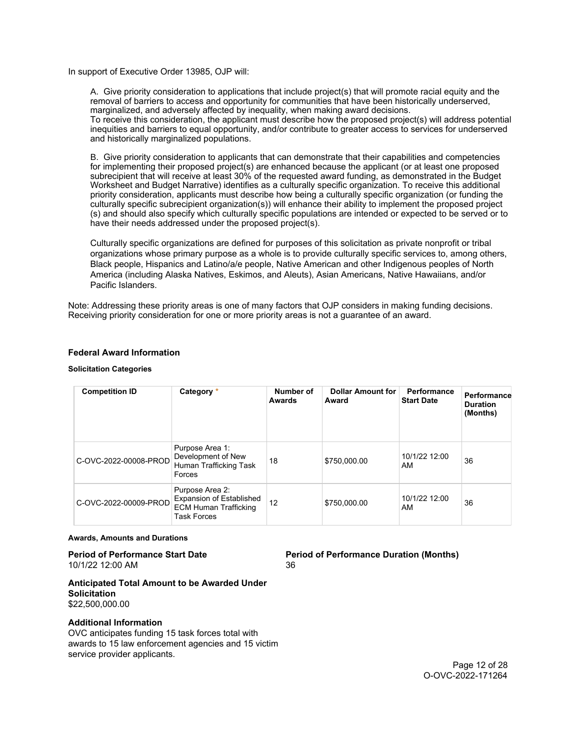In support of Executive Order 13985, OJP will:

A. Give priority consideration to applications that include project(s) that will promote racial equity and the removal of barriers to access and opportunity for communities that have been historically underserved, marginalized, and adversely affected by inequality, when making award decisions.
To receive this consideration, the applicant must describe how the proposed project(s) will address potential inequities and barriers to equal opportunity, and/or contribute to greater access to services for underserved and historically marginalized populations.

B. Give priority consideration to applicants that can demonstrate that their capabilities and competencies for implementing their proposed project(s) are enhanced because the applicant (or at least one proposed subrecipient that will receive at least 30% of the requested award funding, as demonstrated in the Budget Worksheet and Budget Narrative) identifies as a culturally specific organization. To receive this additional priority consideration, applicants must describe how being a culturally specific organization (or funding the culturally specific subrecipient organization(s)) will enhance their ability to implement the proposed project (s) and should also specify which culturally specific populations are intended or expected to be served or to have their needs addressed under the proposed project(s).

Culturally specific organizations are defined for purposes of this solicitation as private nonprofit or tribal organizations whose primary purpose as a whole is to provide culturally specific services to, among others, Black people, Hispanics and Latino/a/e people, Native American and other Indigenous peoples of North America (including Alaska Natives, Eskimos, and Aleuts), Asian Americans, Native Hawaiians, and/or Pacific Islanders.

Note: Addressing these priority areas is one of many factors that OJP considers in making funding decisions. Receiving priority consideration for one or more priority areas is not a guarantee of an award.

### Federal Award Information

#### Solicitation Categories

| Competition ID | Category * | Number of Awards | Dollar Amount for Award | Performance Start Date | Performance Duration (Months) |
|---|---|---|---|---|---|
| C-OVC-2022-00008-PROD | Purpose Area 1: Development of New Human Trafficking Task Forces | 18 | $750,000.00 | 10/1/22 12:00 AM | 36 |
| C-OVC-2022-00009-PROD | Purpose Area 2: Expansion of Established ECM Human Trafficking Task Forces | 12 | $750,000.00 | 10/1/22 12:00 AM | 36 |

#### Awards, Amounts and Durations

**Period of Performance Start Date**
10/1/22 12:00 AM

**Period of Performance Duration (Months)**
36

**Anticipated Total Amount to be Awarded Under Solicitation**
$22,500,000.00

**Additional Information**
OVC anticipates funding 15 task forces total with awards to 15 law enforcement agencies and 15 victim service provider applicants.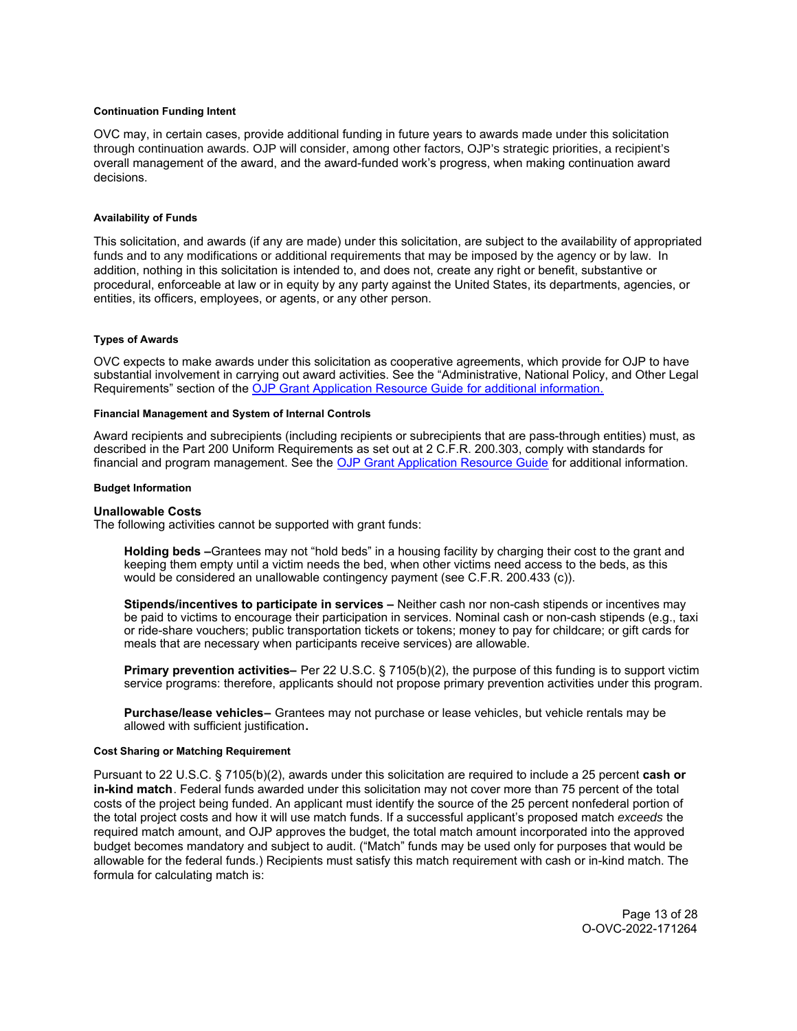#### Continuation Funding Intent

OVC may, in certain cases, provide additional funding in future years to awards made under this solicitation through continuation awards. OJP will consider, among other factors, OJP's strategic priorities, a recipient's overall management of the award, and the award-funded work's progress, when making continuation award decisions.

#### Availability of Funds

This solicitation, and awards (if any are made) under this solicitation, are subject to the availability of appropriated funds and to any modifications or additional requirements that may be imposed by the agency or by law. In addition, nothing in this solicitation is intended to, and does not, create any right or benefit, substantive or procedural, enforceable at law or in equity by any party against the United States, its departments, agencies, or entities, its officers, employees, or agents, or any other person.

#### Types of Awards

OVC expects to make awards under this solicitation as cooperative agreements, which provide for OJP to have substantial involvement in carrying out award activities. See the "Administrative, National Policy, and Other Legal Requirements" section of the [OJP Grant Application Resource Guide for additional information.](#)

#### Financial Management and System of Internal Controls

Award recipients and subrecipients (including recipients or subrecipients that are pass-through entities) must, as described in the Part 200 Uniform Requirements as set out at 2 C.F.R. 200.303, comply with standards for financial and program management. See the [OJP Grant Application Resource Guide](#) for additional information.

#### Budget Information

**Unallowable Costs**

The following activities cannot be supported with grant funds:

> **Holding beds –**Grantees may not "hold beds" in a housing facility by charging their cost to the grant and keeping them empty until a victim needs the bed, when other victims need access to the beds, as this would be considered an unallowable contingency payment (see C.F.R. 200.433 (c)).
>
> **Stipends/incentives to participate in services –** Neither cash nor non-cash stipends or incentives may be paid to victims to encourage their participation in services. Nominal cash or non-cash stipends (e.g., taxi or ride-share vouchers; public transportation tickets or tokens; money to pay for childcare; or gift cards for meals that are necessary when participants receive services) are allowable.
>
> **Primary prevention activities–** Per 22 U.S.C. § 7105(b)(2), the purpose of this funding is to support victim service programs: therefore, applicants should not propose primary prevention activities under this program.
>
> **Purchase/lease vehicles–** Grantees may not purchase or lease vehicles, but vehicle rentals may be allowed with sufficient justification**.**

#### Cost Sharing or Matching Requirement

Pursuant to 22 U.S.C. § 7105(b)(2), awards under this solicitation are required to include a 25 percent **cash or in-kind match**. Federal funds awarded under this solicitation may not cover more than 75 percent of the total costs of the project being funded. An applicant must identify the source of the 25 percent nonfederal portion of the total project costs and how it will use match funds. If a successful applicant's proposed match *exceeds* the required match amount, and OJP approves the budget, the total match amount incorporated into the approved budget becomes mandatory and subject to audit. ("Match" funds may be used only for purposes that would be allowable for the federal funds.) Recipients must satisfy this match requirement with cash or in-kind match. The formula for calculating match is: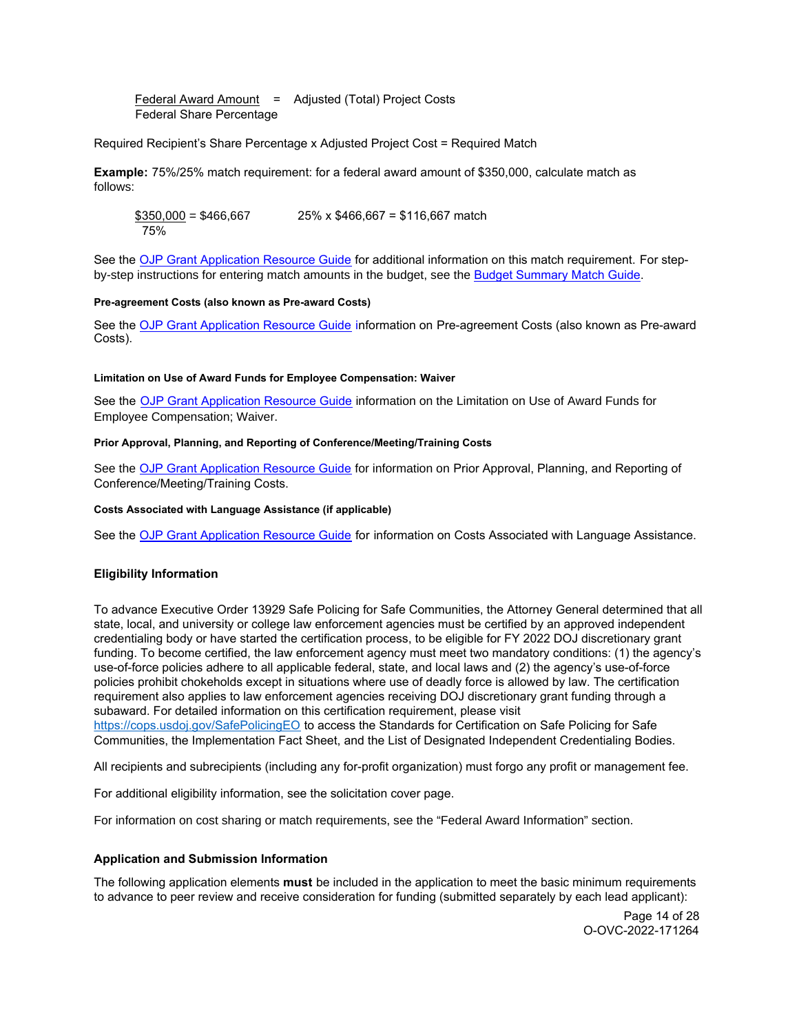$$\frac{\text{Federal Award Amount}}{\text{Federal Share Percentage}} = \text{Adjusted (Total) Project Costs}$$

Required Recipient's Share Percentage x Adjusted Project Cost = Required Match

**Example:** 75%/25% match requirement: for a federal award amount of $350,000, calculate match as follows:

$$\frac{\$350{,}000}{75\%} = \$466{,}667 \qquad 25\% \times \$466{,}667 = \$116{,}667 \text{ match}$$

See the OJP Grant Application Resource Guide for additional information on this match requirement. For step-by-step instructions for entering match amounts in the budget, see the Budget Summary Match Guide.

#### Pre-agreement Costs (also known as Pre-award Costs)

See the OJP Grant Application Resource Guide information on Pre-agreement Costs (also known as Pre-award Costs).

#### Limitation on Use of Award Funds for Employee Compensation: Waiver

See the OJP Grant Application Resource Guide information on the Limitation on Use of Award Funds for Employee Compensation; Waiver.

#### Prior Approval, Planning, and Reporting of Conference/Meeting/Training Costs

See the OJP Grant Application Resource Guide for information on Prior Approval, Planning, and Reporting of Conference/Meeting/Training Costs.

#### Costs Associated with Language Assistance (if applicable)

See the OJP Grant Application Resource Guide for information on Costs Associated with Language Assistance.

### Eligibility Information

To advance Executive Order 13929 Safe Policing for Safe Communities, the Attorney General determined that all state, local, and university or college law enforcement agencies must be certified by an approved independent credentialing body or have started the certification process, to be eligible for FY 2022 DOJ discretionary grant funding. To become certified, the law enforcement agency must meet two mandatory conditions: (1) the agency's use-of-force policies adhere to all applicable federal, state, and local laws and (2) the agency's use-of-force policies prohibit chokeholds except in situations where use of deadly force is allowed by law. The certification requirement also applies to law enforcement agencies receiving DOJ discretionary grant funding through a subaward. For detailed information on this certification requirement, please visit https://cops.usdoj.gov/SafePolicingEO to access the Standards for Certification on Safe Policing for Safe Communities, the Implementation Fact Sheet, and the List of Designated Independent Credentialing Bodies.

All recipients and subrecipients (including any for-profit organization) must forgo any profit or management fee.

For additional eligibility information, see the solicitation cover page.

For information on cost sharing or match requirements, see the "Federal Award Information" section.

### Application and Submission Information

The following application elements **must** be included in the application to meet the basic minimum requirements to advance to peer review and receive consideration for funding (submitted separately by each lead applicant):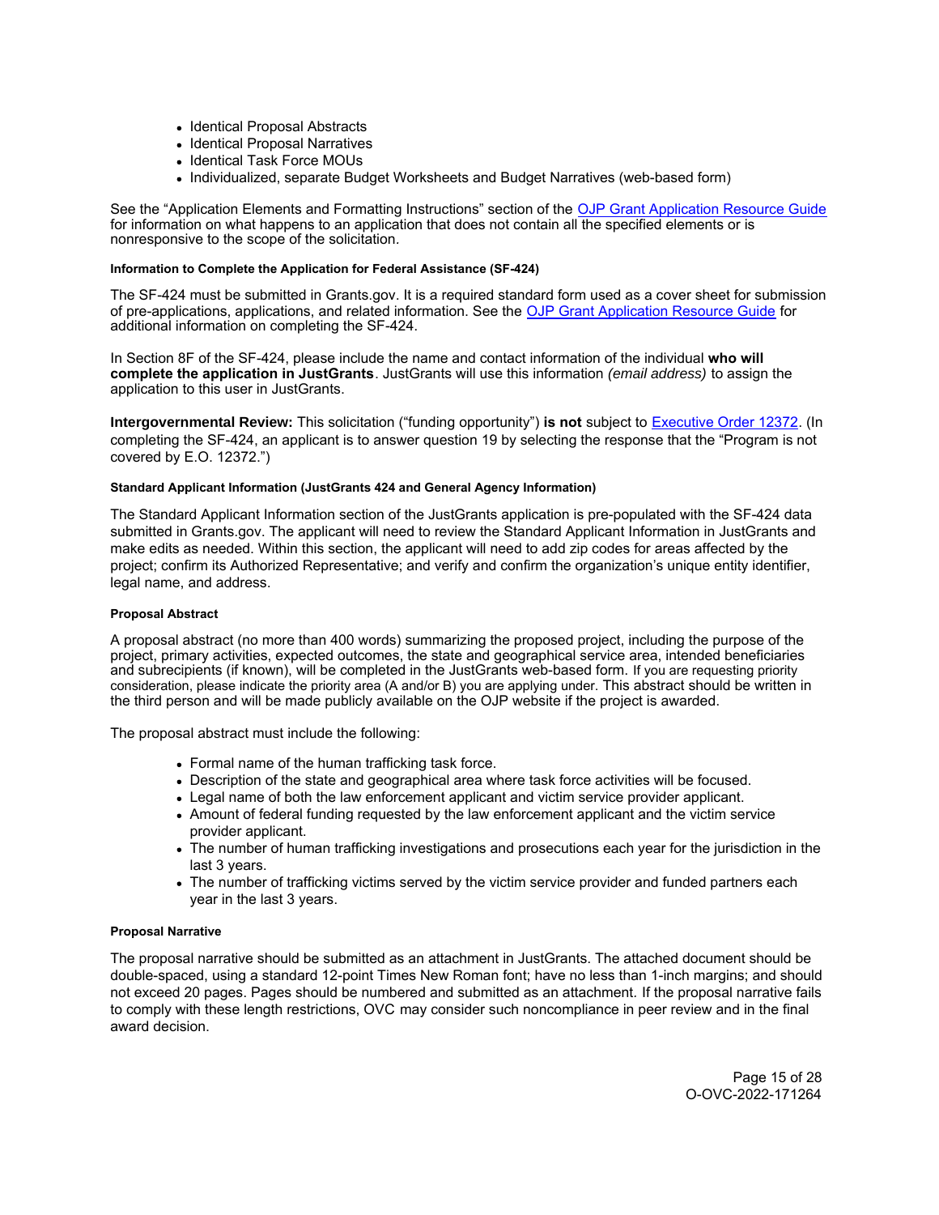- Identical Proposal Abstracts
- Identical Proposal Narratives
- Identical Task Force MOUs
- Individualized, separate Budget Worksheets and Budget Narratives (web-based form)

See the "Application Elements and Formatting Instructions" section of the [OJP Grant Application Resource Guide](#) for information on what happens to an application that does not contain all the specified elements or is nonresponsive to the scope of the solicitation.

#### Information to Complete the Application for Federal Assistance (SF-424)

The SF-424 must be submitted in Grants.gov. It is a required standard form used as a cover sheet for submission of pre-applications, applications, and related information. See the [OJP Grant Application Resource Guide](#) for additional information on completing the SF-424.

In Section 8F of the SF-424, please include the name and contact information of the individual **who will complete the application in JustGrants**. JustGrants will use this information *(email address)* to assign the application to this user in JustGrants.

**Intergovernmental Review:** This solicitation ("funding opportunity") **is not** subject to [Executive Order 12372](#). (In completing the SF-424, an applicant is to answer question 19 by selecting the response that the "Program is not covered by E.O. 12372.")

#### Standard Applicant Information (JustGrants 424 and General Agency Information)

The Standard Applicant Information section of the JustGrants application is pre-populated with the SF-424 data submitted in Grants.gov. The applicant will need to review the Standard Applicant Information in JustGrants and make edits as needed. Within this section, the applicant will need to add zip codes for areas affected by the project; confirm its Authorized Representative; and verify and confirm the organization's unique entity identifier, legal name, and address.

#### Proposal Abstract

A proposal abstract (no more than 400 words) summarizing the proposed project, including the purpose of the project, primary activities, expected outcomes, the state and geographical service area, intended beneficiaries and subrecipients (if known), will be completed in the JustGrants web-based form. If you are requesting priority consideration, please indicate the priority area (A and/or B) you are applying under. This abstract should be written in the third person and will be made publicly available on the OJP website if the project is awarded.

The proposal abstract must include the following:

- Formal name of the human trafficking task force.
- Description of the state and geographical area where task force activities will be focused.
- Legal name of both the law enforcement applicant and victim service provider applicant.
- Amount of federal funding requested by the law enforcement applicant and the victim service provider applicant.
- The number of human trafficking investigations and prosecutions each year for the jurisdiction in the last 3 years.
- The number of trafficking victims served by the victim service provider and funded partners each year in the last 3 years.

#### Proposal Narrative

The proposal narrative should be submitted as an attachment in JustGrants. The attached document should be double-spaced, using a standard 12-point Times New Roman font; have no less than 1-inch margins; and should not exceed 20 pages. Pages should be numbered and submitted as an attachment. If the proposal narrative fails to comply with these length restrictions, OVC may consider such noncompliance in peer review and in the final award decision.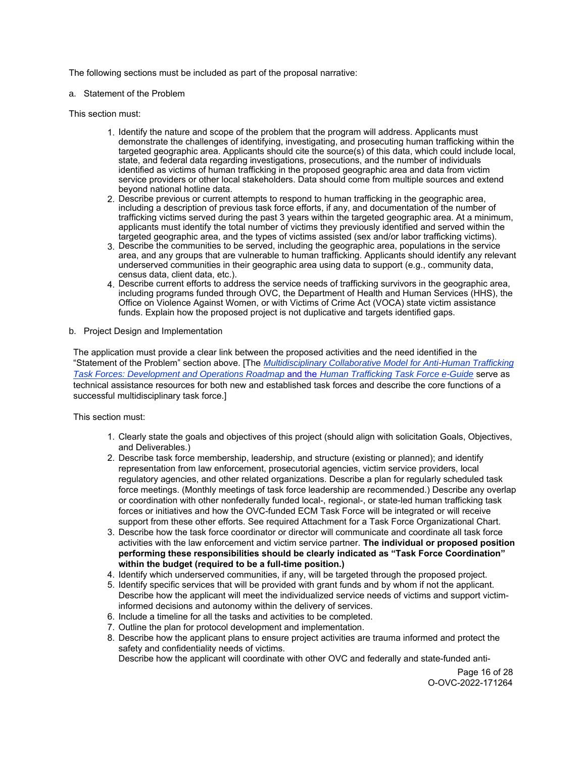The following sections must be included as part of the proposal narrative:

a. Statement of the Problem

This section must:

1. Identify the nature and scope of the problem that the program will address. Applicants must demonstrate the challenges of identifying, investigating, and prosecuting human trafficking within the targeted geographic area. Applicants should cite the source(s) of this data, which could include local, state, and federal data regarding investigations, prosecutions, and the number of individuals identified as victims of human trafficking in the proposed geographic area and data from victim service providers or other local stakeholders. Data should come from multiple sources and extend beyond national hotline data.
2. Describe previous or current attempts to respond to human trafficking in the geographic area, including a description of previous task force efforts, if any, and documentation of the number of trafficking victims served during the past 3 years within the targeted geographic area. At a minimum, applicants must identify the total number of victims they previously identified and served within the targeted geographic area, and the types of victims assisted (sex and/or labor trafficking victims).
3. Describe the communities to be served, including the geographic area, populations in the service area, and any groups that are vulnerable to human trafficking. Applicants should identify any relevant underserved communities in their geographic area using data to support (e.g., community data, census data, client data, etc.).
4. Describe current efforts to address the service needs of trafficking survivors in the geographic area, including programs funded through OVC, the Department of Health and Human Services (HHS), the Office on Violence Against Women, or with Victims of Crime Act (VOCA) state victim assistance funds. Explain how the proposed project is not duplicative and targets identified gaps.

b. Project Design and Implementation

The application must provide a clear link between the proposed activities and the need identified in the "Statement of the Problem" section above. [The *Multidisciplinary Collaborative Model for Anti-Human Trafficking Task Forces: Development and Operations Roadmap* and the *Human Trafficking Task Force e-Guide* serve as technical assistance resources for both new and established task forces and describe the core functions of a successful multidisciplinary task force.]

This section must:

1. Clearly state the goals and objectives of this project (should align with solicitation Goals, Objectives, and Deliverables.)
2. Describe task force membership, leadership, and structure (existing or planned); and identify representation from law enforcement, prosecutorial agencies, victim service providers, local regulatory agencies, and other related organizations. Describe a plan for regularly scheduled task force meetings. (Monthly meetings of task force leadership are recommended.) Describe any overlap or coordination with other nonfederally funded local-, regional-, or state-led human trafficking task forces or initiatives and how the OVC-funded ECM Task Force will be integrated or will receive support from these other efforts. See required Attachment for a Task Force Organizational Chart.
3. Describe how the task force coordinator or director will communicate and coordinate all task force activities with the law enforcement and victim service partner. **The individual or proposed position performing these responsibilities should be clearly indicated as "Task Force Coordination" within the budget (required to be a full-time position.)**
4. Identify which underserved communities, if any, will be targeted through the proposed project.
5. Identify specific services that will be provided with grant funds and by whom if not the applicant. Describe how the applicant will meet the individualized service needs of victims and support victim-informed decisions and autonomy within the delivery of services.
6. Include a timeline for all the tasks and activities to be completed.
7. Outline the plan for protocol development and implementation.
8. Describe how the applicant plans to ensure project activities are trauma informed and protect the safety and confidentiality needs of victims.
   Describe how the applicant will coordinate with other OVC and federally and state-funded anti-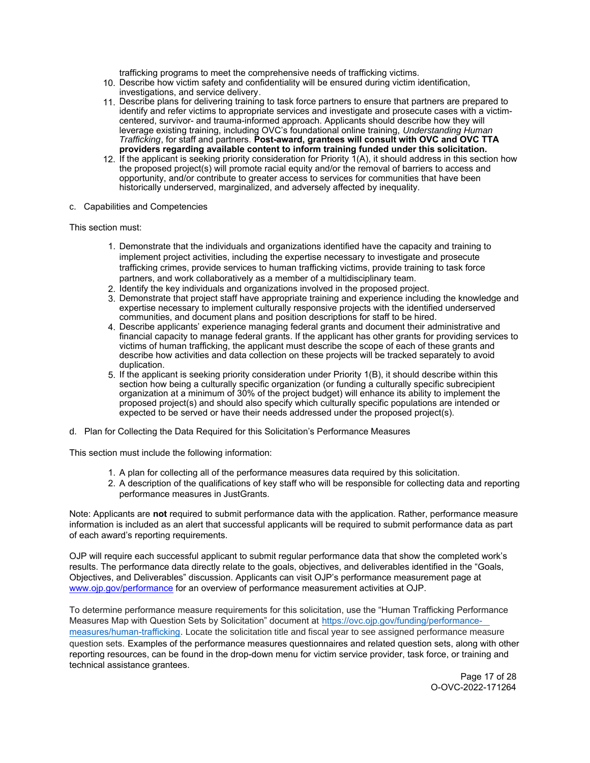trafficking programs to meet the comprehensive needs of trafficking victims.

10. Describe how victim safety and confidentiality will be ensured during victim identification, investigations, and service delivery.
11. Describe plans for delivering training to task force partners to ensure that partners are prepared to identify and refer victims to appropriate services and investigate and prosecute cases with a victim-centered, survivor- and trauma-informed approach. Applicants should describe how they will leverage existing training, including OVC's foundational online training, *Understanding Human Trafficking*, for staff and partners. **Post-award, grantees will consult with OVC and OVC TTA providers regarding available content to inform training funded under this solicitation.**
12. If the applicant is seeking priority consideration for Priority 1(A), it should address in this section how the proposed project(s) will promote racial equity and/or the removal of barriers to access and opportunity, and/or contribute to greater access to services for communities that have been historically underserved, marginalized, and adversely affected by inequality.

c. Capabilities and Competencies

This section must:

1. Demonstrate that the individuals and organizations identified have the capacity and training to implement project activities, including the expertise necessary to investigate and prosecute trafficking crimes, provide services to human trafficking victims, provide training to task force partners, and work collaboratively as a member of a multidisciplinary team.
2. Identify the key individuals and organizations involved in the proposed project.
3. Demonstrate that project staff have appropriate training and experience including the knowledge and expertise necessary to implement culturally responsive projects with the identified underserved communities, and document plans and position descriptions for staff to be hired.
4. Describe applicants' experience managing federal grants and document their administrative and financial capacity to manage federal grants. If the applicant has other grants for providing services to victims of human trafficking, the applicant must describe the scope of each of these grants and describe how activities and data collection on these projects will be tracked separately to avoid duplication.
5. If the applicant is seeking priority consideration under Priority 1(B), it should describe within this section how being a culturally specific organization (or funding a culturally specific subrecipient organization at a minimum of 30% of the project budget) will enhance its ability to implement the proposed project(s) and should also specify which culturally specific populations are intended or expected to be served or have their needs addressed under the proposed project(s).

d. Plan for Collecting the Data Required for this Solicitation's Performance Measures

This section must include the following information:

1. A plan for collecting all of the performance measures data required by this solicitation.
2. A description of the qualifications of key staff who will be responsible for collecting data and reporting performance measures in JustGrants.

Note: Applicants are **not** required to submit performance data with the application. Rather, performance measure information is included as an alert that successful applicants will be required to submit performance data as part of each award's reporting requirements.

OJP will require each successful applicant to submit regular performance data that show the completed work's results. The performance data directly relate to the goals, objectives, and deliverables identified in the "Goals, Objectives, and Deliverables" discussion. Applicants can visit OJP's performance measurement page at [www.ojp.gov/performance](www.ojp.gov/performance) for an overview of performance measurement activities at OJP.

To determine performance measure requirements for this solicitation, use the "Human Trafficking Performance Measures Map with Question Sets by Solicitation" document at [https://ovc.ojp.gov/funding/performance-measures/human-trafficking](https://ovc.ojp.gov/funding/performance-measures/human-trafficking). Locate the solicitation title and fiscal year to see assigned performance measure question sets. Examples of the performance measures questionnaires and related question sets, along with other reporting resources, can be found in the drop-down menu for victim service provider, task force, or training and technical assistance grantees.

O-OVC-2022-171264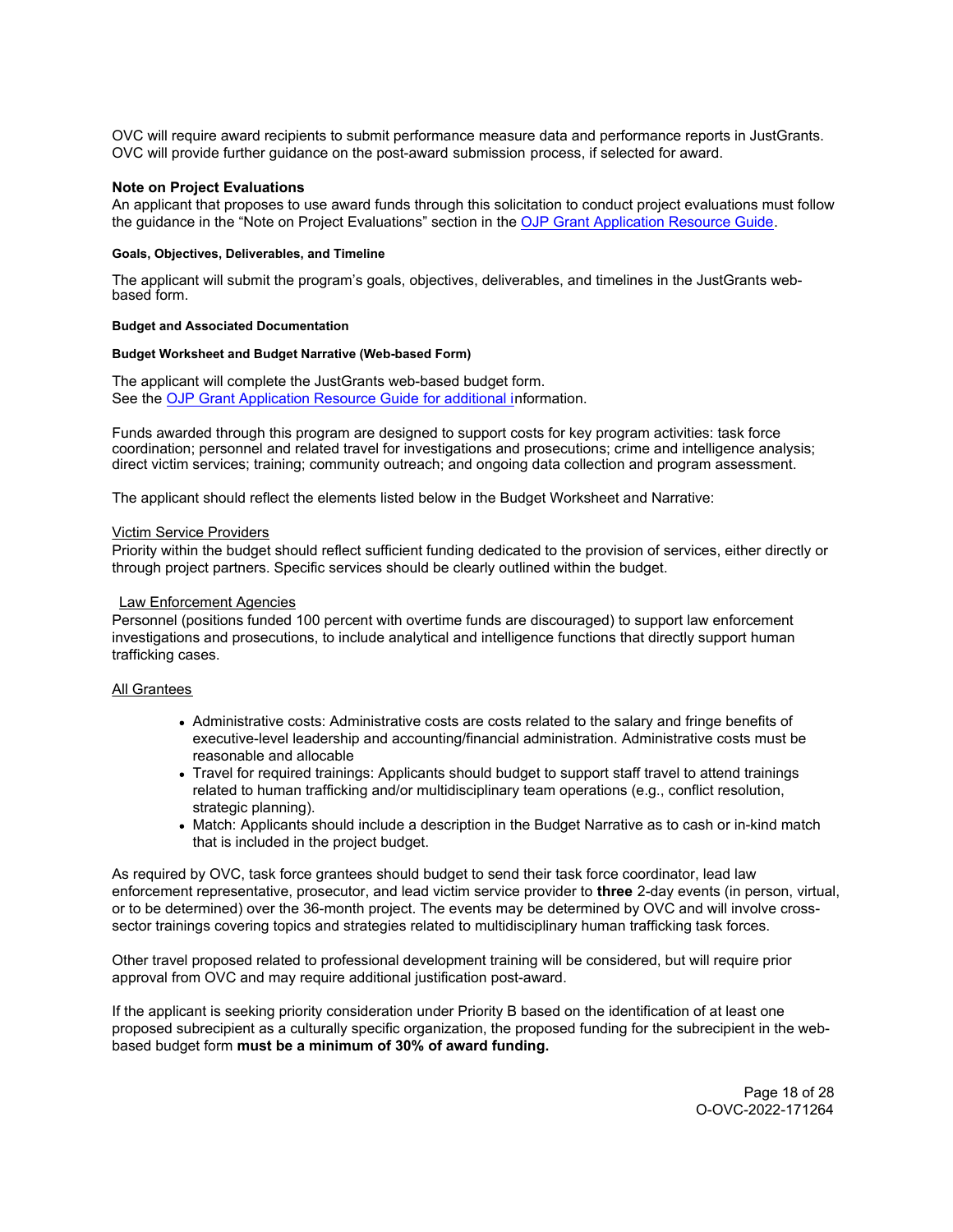OVC will require award recipients to submit performance measure data and performance reports in JustGrants. OVC will provide further guidance on the post-award submission process, if selected for award.

### Note on Project Evaluations

An applicant that proposes to use award funds through this solicitation to conduct project evaluations must follow the guidance in the "Note on Project Evaluations" section in the [OJP Grant Application Resource Guide](https://www.ojp.gov/funding/apply/ojp-grant-application-resource-guide).

#### Goals, Objectives, Deliverables, and Timeline

The applicant will submit the program's goals, objectives, deliverables, and timelines in the JustGrants web-based form.

#### Budget and Associated Documentation

#### Budget Worksheet and Budget Narrative (Web-based Form)

The applicant will complete the JustGrants web-based budget form.
See the [OJP Grant Application Resource Guide for additional i](https://www.ojp.gov/funding/apply/ojp-grant-application-resource-guide)nformation.

Funds awarded through this program are designed to support costs for key program activities: task force coordination; personnel and related travel for investigations and prosecutions; crime and intelligence analysis; direct victim services; training; community outreach; and ongoing data collection and program assessment.

The applicant should reflect the elements listed below in the Budget Worksheet and Narrative:

Victim Service Providers
Priority within the budget should reflect sufficient funding dedicated to the provision of services, either directly or through project partners. Specific services should be clearly outlined within the budget.

Law Enforcement Agencies
Personnel (positions funded 100 percent with overtime funds are discouraged) to support law enforcement investigations and prosecutions, to include analytical and intelligence functions that directly support human trafficking cases.

All Grantees

- Administrative costs: Administrative costs are costs related to the salary and fringe benefits of executive-level leadership and accounting/financial administration. Administrative costs must be reasonable and allocable
- Travel for required trainings: Applicants should budget to support staff travel to attend trainings related to human trafficking and/or multidisciplinary team operations (e.g., conflict resolution, strategic planning).
- Match: Applicants should include a description in the Budget Narrative as to cash or in-kind match that is included in the project budget.

As required by OVC, task force grantees should budget to send their task force coordinator, lead law enforcement representative, prosecutor, and lead victim service provider to **three** 2-day events (in person, virtual, or to be determined) over the 36-month project. The events may be determined by OVC and will involve cross-sector trainings covering topics and strategies related to multidisciplinary human trafficking task forces.

Other travel proposed related to professional development training will be considered, but will require prior approval from OVC and may require additional justification post-award.

If the applicant is seeking priority consideration under Priority B based on the identification of at least one proposed subrecipient as a culturally specific organization, the proposed funding for the subrecipient in the web-based budget form **must be a minimum of 30% of award funding.**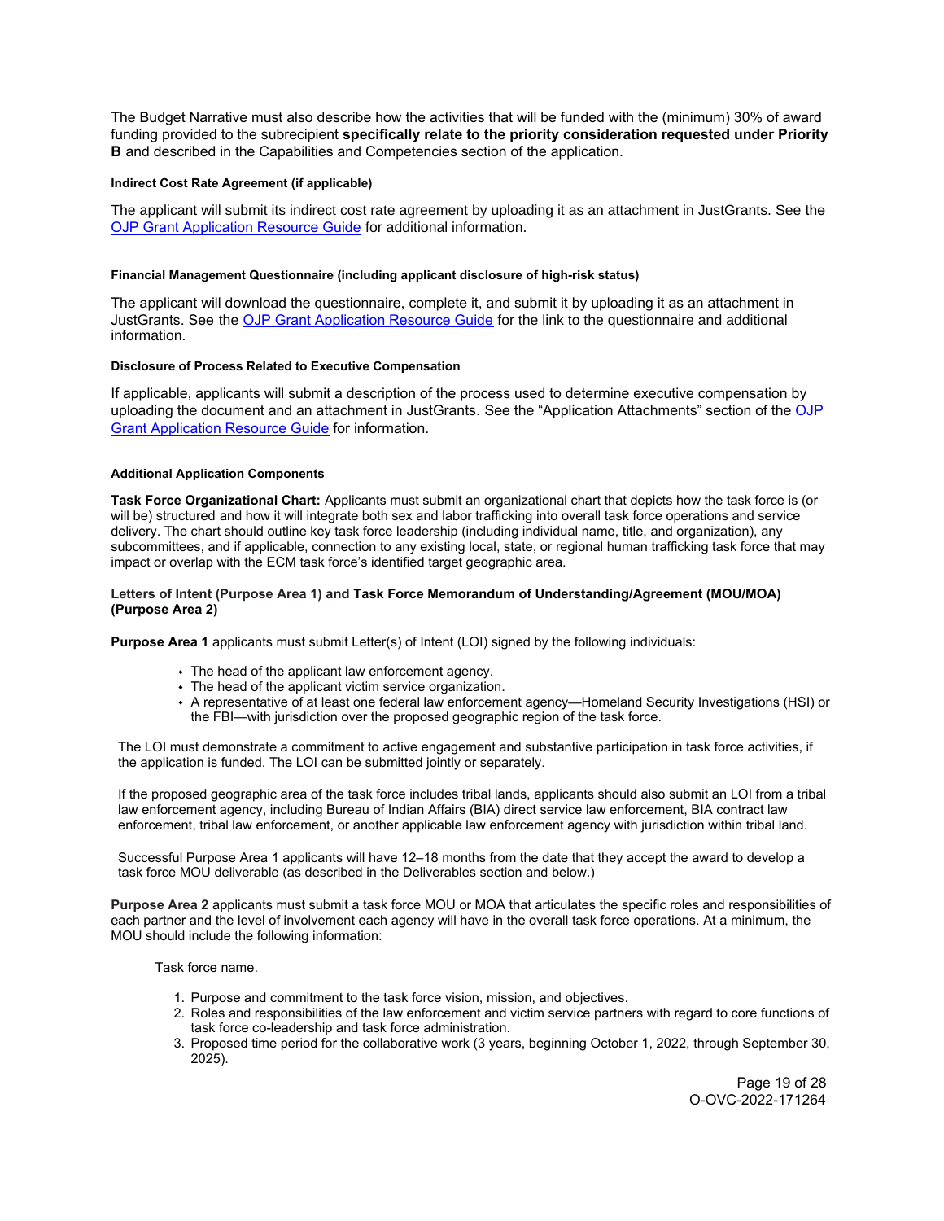The Budget Narrative must also describe how the activities that will be funded with the (minimum) 30% of award funding provided to the subrecipient **specifically relate to the priority consideration requested under Priority B** and described in the Capabilities and Competencies section of the application.

#### Indirect Cost Rate Agreement (if applicable)

The applicant will submit its indirect cost rate agreement by uploading it as an attachment in JustGrants. See the [OJP Grant Application Resource Guide](#) for additional information.

#### Financial Management Questionnaire (including applicant disclosure of high-risk status)

The applicant will download the questionnaire, complete it, and submit it by uploading it as an attachment in JustGrants. See the [OJP Grant Application Resource Guide](#) for the link to the questionnaire and additional information.

#### Disclosure of Process Related to Executive Compensation

If applicable, applicants will submit a description of the process used to determine executive compensation by uploading the document and an attachment in JustGrants. See the "Application Attachments" section of the [OJP Grant Application Resource Guide](#) for information.

#### Additional Application Components

**Task Force Organizational Chart:** Applicants must submit an organizational chart that depicts how the task force is (or will be) structured and how it will integrate both sex and labor trafficking into overall task force operations and service delivery. The chart should outline key task force leadership (including individual name, title, and organization), any subcommittees, and if applicable, connection to any existing local, state, or regional human trafficking task force that may impact or overlap with the ECM task force's identified target geographic area.

**Letters of Intent (Purpose Area 1) and Task Force Memorandum of Understanding/Agreement (MOU/MOA) (Purpose Area 2)**

**Purpose Area 1** applicants must submit Letter(s) of Intent (LOI) signed by the following individuals:

- The head of the applicant law enforcement agency.
- The head of the applicant victim service organization.
- A representative of at least one federal law enforcement agency—Homeland Security Investigations (HSI) or the FBI—with jurisdiction over the proposed geographic region of the task force.

The LOI must demonstrate a commitment to active engagement and substantive participation in task force activities, if the application is funded. The LOI can be submitted jointly or separately.

If the proposed geographic area of the task force includes tribal lands, applicants should also submit an LOI from a tribal law enforcement agency, including Bureau of Indian Affairs (BIA) direct service law enforcement, BIA contract law enforcement, tribal law enforcement, or another applicable law enforcement agency with jurisdiction within tribal land.

Successful Purpose Area 1 applicants will have 12–18 months from the date that they accept the award to develop a task force MOU deliverable (as described in the Deliverables section and below.)

**Purpose Area 2** applicants must submit a task force MOU or MOA that articulates the specific roles and responsibilities of each partner and the level of involvement each agency will have in the overall task force operations. At a minimum, the MOU should include the following information:

Task force name.

1. Purpose and commitment to the task force vision, mission, and objectives.
2. Roles and responsibilities of the law enforcement and victim service partners with regard to core functions of task force co-leadership and task force administration.
3. Proposed time period for the collaborative work (3 years, beginning October 1, 2022, through September 30, 2025).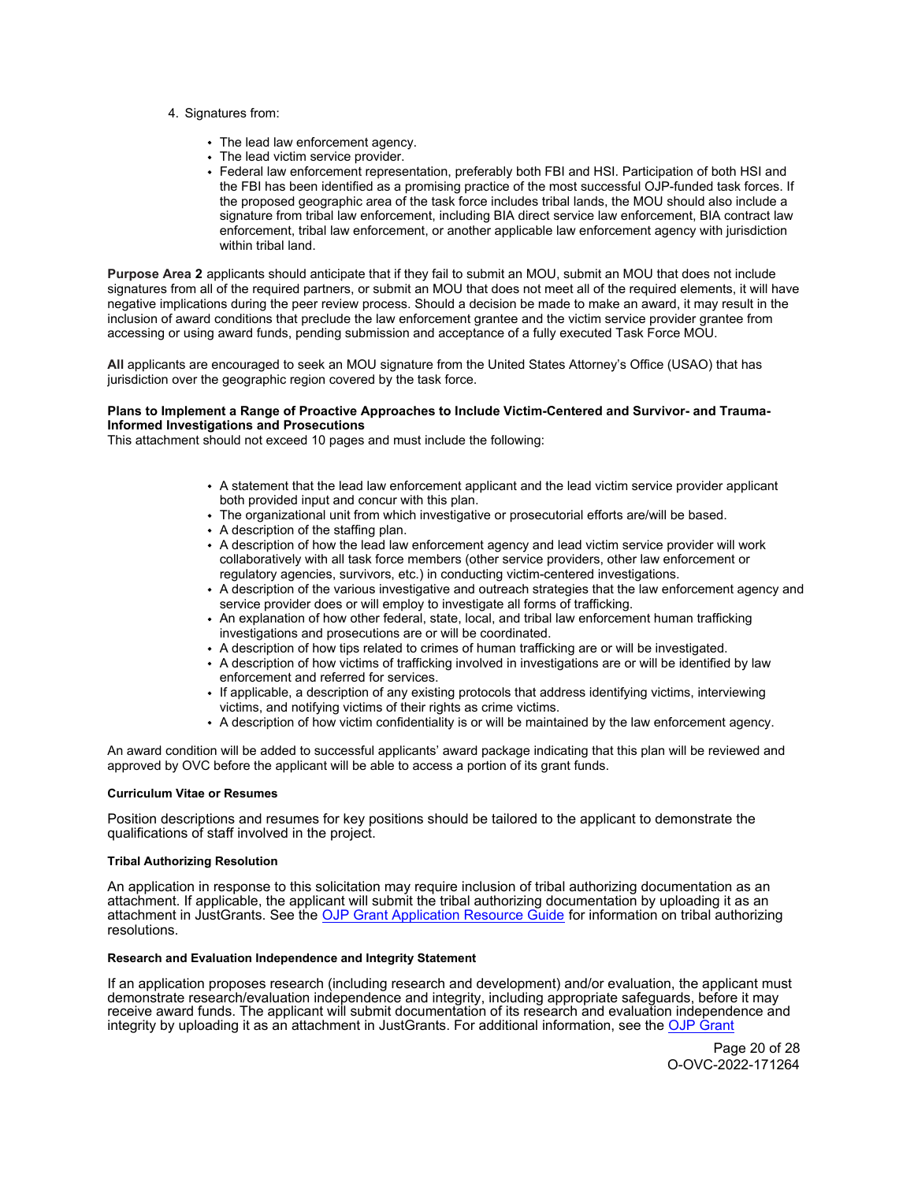4. Signatures from:

    - The lead law enforcement agency.
    - The lead victim service provider.
    - Federal law enforcement representation, preferably both FBI and HSI. Participation of both HSI and the FBI has been identified as a promising practice of the most successful OJP-funded task forces. If the proposed geographic area of the task force includes tribal lands, the MOU should also include a signature from tribal law enforcement, including BIA direct service law enforcement, BIA contract law enforcement, tribal law enforcement, or another applicable law enforcement agency with jurisdiction within tribal land.

**Purpose Area 2** applicants should anticipate that if they fail to submit an MOU, submit an MOU that does not include signatures from all of the required partners, or submit an MOU that does not meet all of the required elements, it will have negative implications during the peer review process. Should a decision be made to make an award, it may result in the inclusion of award conditions that preclude the law enforcement grantee and the victim service provider grantee from accessing or using award funds, pending submission and acceptance of a fully executed Task Force MOU.

**All** applicants are encouraged to seek an MOU signature from the United States Attorney's Office (USAO) that has jurisdiction over the geographic region covered by the task force.

**Plans to Implement a Range of Proactive Approaches to Include Victim-Centered and Survivor- and Trauma-Informed Investigations and Prosecutions**

This attachment should not exceed 10 pages and must include the following:

- A statement that the lead law enforcement applicant and the lead victim service provider applicant both provided input and concur with this plan.
- The organizational unit from which investigative or prosecutorial efforts are/will be based.
- A description of the staffing plan.
- A description of how the lead law enforcement agency and lead victim service provider will work collaboratively with all task force members (other service providers, other law enforcement or regulatory agencies, survivors, etc.) in conducting victim-centered investigations.
- A description of the various investigative and outreach strategies that the law enforcement agency and service provider does or will employ to investigate all forms of trafficking.
- An explanation of how other federal, state, local, and tribal law enforcement human trafficking investigations and prosecutions are or will be coordinated.
- A description of how tips related to crimes of human trafficking are or will be investigated.
- A description of how victims of trafficking involved in investigations are or will be identified by law enforcement and referred for services.
- If applicable, a description of any existing protocols that address identifying victims, interviewing victims, and notifying victims of their rights as crime victims.
- A description of how victim confidentiality is or will be maintained by the law enforcement agency.

An award condition will be added to successful applicants' award package indicating that this plan will be reviewed and approved by OVC before the applicant will be able to access a portion of its grant funds.

**Curriculum Vitae or Resumes**

Position descriptions and resumes for key positions should be tailored to the applicant to demonstrate the qualifications of staff involved in the project.

**Tribal Authorizing Resolution**

An application in response to this solicitation may require inclusion of tribal authorizing documentation as an attachment. If applicable, the applicant will submit the tribal authorizing documentation by uploading it as an attachment in JustGrants. See the [OJP Grant Application Resource Guide] for information on tribal authorizing resolutions.

**Research and Evaluation Independence and Integrity Statement**

If an application proposes research (including research and development) and/or evaluation, the applicant must demonstrate research/evaluation independence and integrity, including appropriate safeguards, before it may receive award funds. The applicant will submit documentation of its research and evaluation independence and integrity by uploading it as an attachment in JustGrants. For additional information, see the [OJP Grant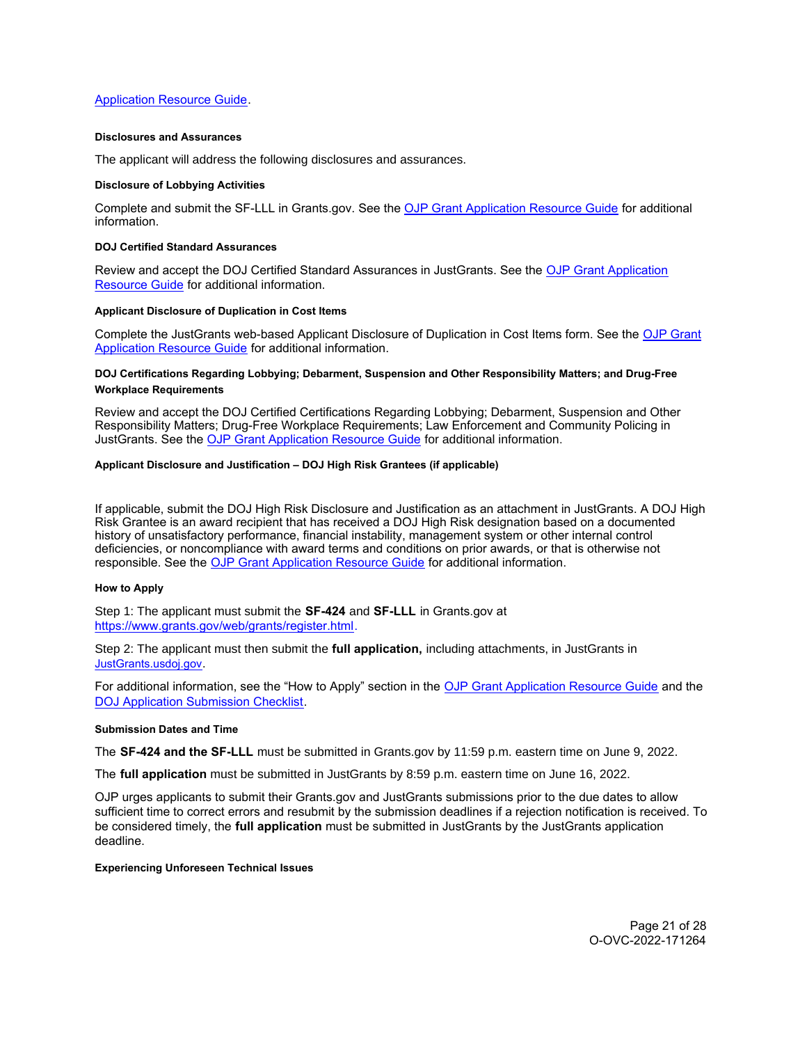Application Resource Guide.

#### Disclosures and Assurances

The applicant will address the following disclosures and assurances.

#### Disclosure of Lobbying Activities

Complete and submit the SF-LLL in Grants.gov. See the OJP Grant Application Resource Guide for additional information.

#### DOJ Certified Standard Assurances

Review and accept the DOJ Certified Standard Assurances in JustGrants. See the OJP Grant Application Resource Guide for additional information.

#### Applicant Disclosure of Duplication in Cost Items

Complete the JustGrants web-based Applicant Disclosure of Duplication in Cost Items form. See the OJP Grant Application Resource Guide for additional information.

#### DOJ Certifications Regarding Lobbying; Debarment, Suspension and Other Responsibility Matters; and Drug-Free Workplace Requirements

Review and accept the DOJ Certified Certifications Regarding Lobbying; Debarment, Suspension and Other Responsibility Matters; Drug-Free Workplace Requirements; Law Enforcement and Community Policing in JustGrants. See the OJP Grant Application Resource Guide for additional information.

#### Applicant Disclosure and Justification – DOJ High Risk Grantees (if applicable)

If applicable, submit the DOJ High Risk Disclosure and Justification as an attachment in JustGrants. A DOJ High Risk Grantee is an award recipient that has received a DOJ High Risk designation based on a documented history of unsatisfactory performance, financial instability, management system or other internal control deficiencies, or noncompliance with award terms and conditions on prior awards, or that is otherwise not responsible. See the OJP Grant Application Resource Guide for additional information.

#### How to Apply

Step 1: The applicant must submit the **SF-424** and **SF-LLL** in Grants.gov at https://www.grants.gov/web/grants/register.html.

Step 2: The applicant must then submit the **full application,** including attachments, in JustGrants in JustGrants.usdoj.gov.

For additional information, see the "How to Apply" section in the OJP Grant Application Resource Guide and the DOJ Application Submission Checklist.

#### Submission Dates and Time

The **SF-424 and the SF-LLL** must be submitted in Grants.gov by 11:59 p.m. eastern time on June 9, 2022.

The **full application** must be submitted in JustGrants by 8:59 p.m. eastern time on June 16, 2022.

OJP urges applicants to submit their Grants.gov and JustGrants submissions prior to the due dates to allow sufficient time to correct errors and resubmit by the submission deadlines if a rejection notification is received. To be considered timely, the **full application** must be submitted in JustGrants by the JustGrants application deadline.

#### Experiencing Unforeseen Technical Issues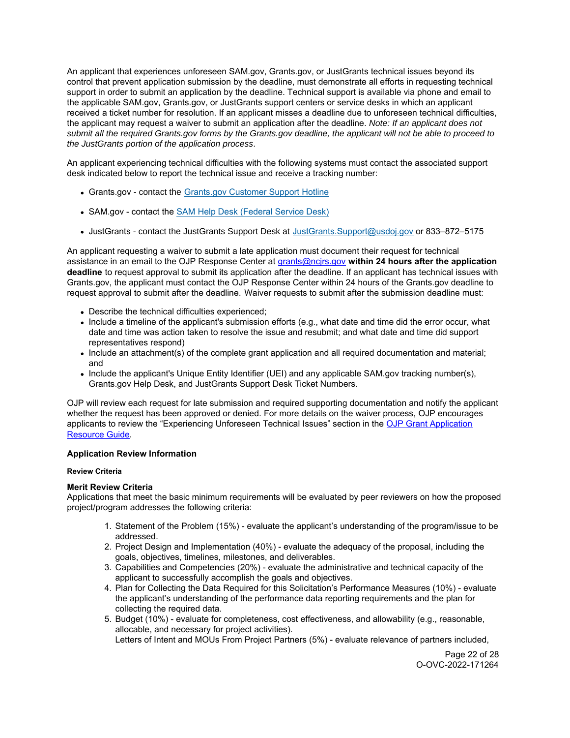An applicant that experiences unforeseen SAM.gov, Grants.gov, or JustGrants technical issues beyond its control that prevent application submission by the deadline, must demonstrate all efforts in requesting technical support in order to submit an application by the deadline. Technical support is available via phone and email to the applicable SAM.gov, Grants.gov, or JustGrants support centers or service desks in which an applicant received a ticket number for resolution. If an applicant misses a deadline due to unforeseen technical difficulties, the applicant may request a waiver to submit an application after the deadline. *Note: If an applicant does not submit all the required Grants.gov forms by the Grants.gov deadline, the applicant will not be able to proceed to the JustGrants portion of the application process*.

An applicant experiencing technical difficulties with the following systems must contact the associated support desk indicated below to report the technical issue and receive a tracking number:

- Grants.gov - contact the Grants.gov Customer Support Hotline
- SAM.gov - contact the SAM Help Desk (Federal Service Desk)
- JustGrants - contact the JustGrants Support Desk at JustGrants.Support@usdoj.gov or 833–872–5175

An applicant requesting a waiver to submit a late application must document their request for technical assistance in an email to the OJP Response Center at grants@ncjrs.gov **within 24 hours after the application deadline** to request approval to submit its application after the deadline. If an applicant has technical issues with Grants.gov, the applicant must contact the OJP Response Center within 24 hours of the Grants.gov deadline to request approval to submit after the deadline. Waiver requests to submit after the submission deadline must:

- Describe the technical difficulties experienced;
- Include a timeline of the applicant's submission efforts (e.g., what date and time did the error occur, what date and time was action taken to resolve the issue and resubmit; and what date and time did support representatives respond)
- Include an attachment(s) of the complete grant application and all required documentation and material; and
- Include the applicant's Unique Entity Identifier (UEI) and any applicable SAM.gov tracking number(s), Grants.gov Help Desk, and JustGrants Support Desk Ticket Numbers.

OJP will review each request for late submission and required supporting documentation and notify the applicant whether the request has been approved or denied. For more details on the waiver process, OJP encourages applicants to review the "Experiencing Unforeseen Technical Issues" section in the OJP Grant Application Resource Guide.

### Application Review Information

#### Review Criteria

#### Merit Review Criteria

Applications that meet the basic minimum requirements will be evaluated by peer reviewers on how the proposed project/program addresses the following criteria:

1. Statement of the Problem (15%) - evaluate the applicant's understanding of the program/issue to be addressed.
2. Project Design and Implementation (40%) - evaluate the adequacy of the proposal, including the goals, objectives, timelines, milestones, and deliverables.
3. Capabilities and Competencies (20%) - evaluate the administrative and technical capacity of the applicant to successfully accomplish the goals and objectives.
4. Plan for Collecting the Data Required for this Solicitation's Performance Measures (10%) - evaluate the applicant's understanding of the performance data reporting requirements and the plan for collecting the required data.
5. Budget (10%) - evaluate for completeness, cost effectiveness, and allowability (e.g., reasonable, allocable, and necessary for project activities).
   Letters of Intent and MOUs From Project Partners (5%) - evaluate relevance of partners included,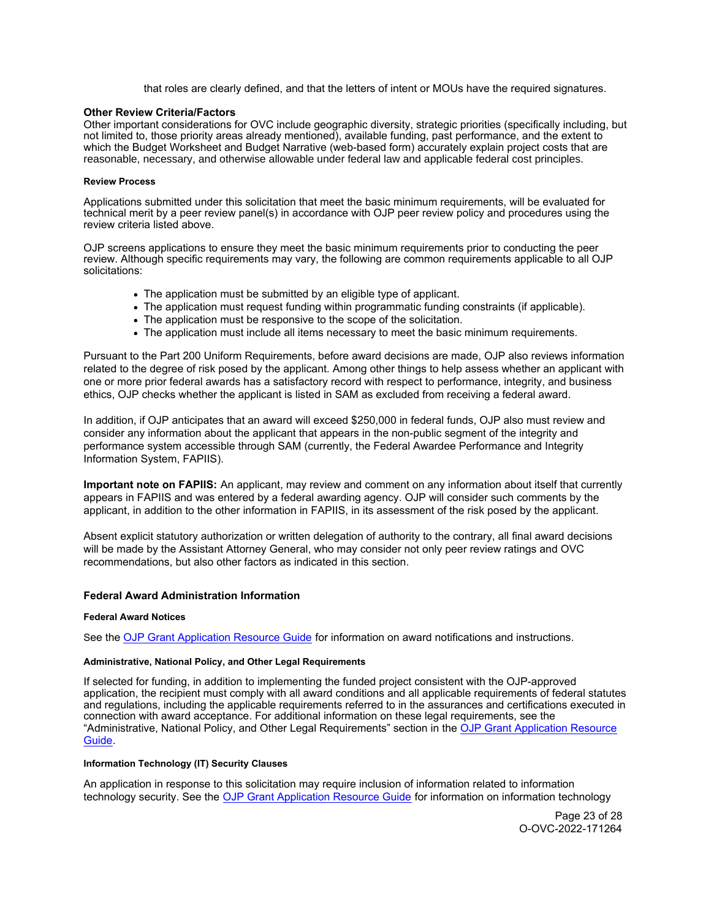that roles are clearly defined, and that the letters of intent or MOUs have the required signatures.

### Other Review Criteria/Factors

Other important considerations for OVC include geographic diversity, strategic priorities (specifically including, but not limited to, those priority areas already mentioned), available funding, past performance, and the extent to which the Budget Worksheet and Budget Narrative (web-based form) accurately explain project costs that are reasonable, necessary, and otherwise allowable under federal law and applicable federal cost principles.

#### Review Process

Applications submitted under this solicitation that meet the basic minimum requirements, will be evaluated for technical merit by a peer review panel(s) in accordance with OJP peer review policy and procedures using the review criteria listed above.

OJP screens applications to ensure they meet the basic minimum requirements prior to conducting the peer review. Although specific requirements may vary, the following are common requirements applicable to all OJP solicitations:

- The application must be submitted by an eligible type of applicant.
- The application must request funding within programmatic funding constraints (if applicable).
- The application must be responsive to the scope of the solicitation.
- The application must include all items necessary to meet the basic minimum requirements.

Pursuant to the Part 200 Uniform Requirements, before award decisions are made, OJP also reviews information related to the degree of risk posed by the applicant. Among other things to help assess whether an applicant with one or more prior federal awards has a satisfactory record with respect to performance, integrity, and business ethics, OJP checks whether the applicant is listed in SAM as excluded from receiving a federal award.

In addition, if OJP anticipates that an award will exceed $250,000 in federal funds, OJP also must review and consider any information about the applicant that appears in the non-public segment of the integrity and performance system accessible through SAM (currently, the Federal Awardee Performance and Integrity Information System, FAPIIS).

**Important note on FAPIIS:** An applicant, may review and comment on any information about itself that currently appears in FAPIIS and was entered by a federal awarding agency. OJP will consider such comments by the applicant, in addition to the other information in FAPIIS, in its assessment of the risk posed by the applicant.

Absent explicit statutory authorization or written delegation of authority to the contrary, all final award decisions will be made by the Assistant Attorney General, who may consider not only peer review ratings and OVC recommendations, but also other factors as indicated in this section.

### Federal Award Administration Information

#### Federal Award Notices

See the OJP Grant Application Resource Guide for information on award notifications and instructions.

#### Administrative, National Policy, and Other Legal Requirements

If selected for funding, in addition to implementing the funded project consistent with the OJP-approved application, the recipient must comply with all award conditions and all applicable requirements of federal statutes and regulations, including the applicable requirements referred to in the assurances and certifications executed in connection with award acceptance. For additional information on these legal requirements, see the "Administrative, National Policy, and Other Legal Requirements" section in the OJP Grant Application Resource Guide.

#### Information Technology (IT) Security Clauses

An application in response to this solicitation may require inclusion of information related to information technology security. See the OJP Grant Application Resource Guide for information on information technology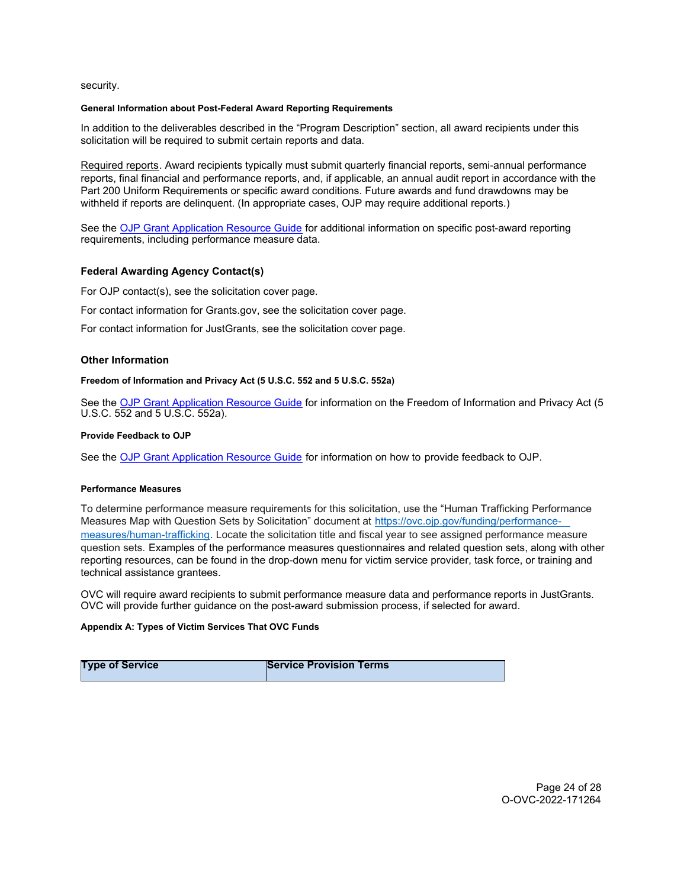security.

#### General Information about Post-Federal Award Reporting Requirements

In addition to the deliverables described in the "Program Description" section, all award recipients under this solicitation will be required to submit certain reports and data.

Required reports. Award recipients typically must submit quarterly financial reports, semi-annual performance reports, final financial and performance reports, and, if applicable, an annual audit report in accordance with the Part 200 Uniform Requirements or specific award conditions. Future awards and fund drawdowns may be withheld if reports are delinquent. (In appropriate cases, OJP may require additional reports.)

See the OJP Grant Application Resource Guide for additional information on specific post-award reporting requirements, including performance measure data.

### Federal Awarding Agency Contact(s)

For OJP contact(s), see the solicitation cover page.

For contact information for Grants.gov, see the solicitation cover page.

For contact information for JustGrants, see the solicitation cover page.

### Other Information

#### Freedom of Information and Privacy Act (5 U.S.C. 552 and 5 U.S.C. 552a)

See the OJP Grant Application Resource Guide for information on the Freedom of Information and Privacy Act (5 U.S.C. 552 and 5 U.S.C. 552a).

#### Provide Feedback to OJP

See the OJP Grant Application Resource Guide for information on how to provide feedback to OJP.

#### Performance Measures

To determine performance measure requirements for this solicitation, use the "Human Trafficking Performance Measures Map with Question Sets by Solicitation" document at https://ovc.ojp.gov/funding/performance-measures/human-trafficking. Locate the solicitation title and fiscal year to see assigned performance measure question sets. Examples of the performance measures questionnaires and related question sets, along with other reporting resources, can be found in the drop-down menu for victim service provider, task force, or training and technical assistance grantees.

OVC will require award recipients to submit performance measure data and performance reports in JustGrants. OVC will provide further guidance on the post-award submission process, if selected for award.

#### Appendix A: Types of Victim Services That OVC Funds

| Type of Service | Service Provision Terms |
| --- | --- |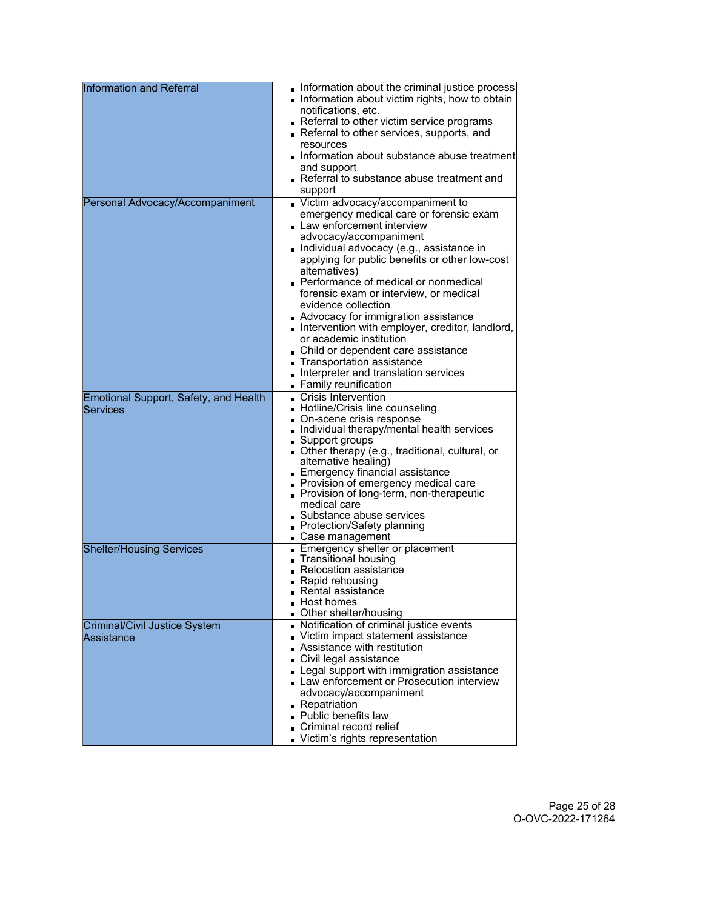| | |
|---|---|
| Information and Referral | • Information about the criminal justice process<br>• Information about victim rights, how to obtain notifications, etc.<br>• Referral to other victim service programs<br>• Referral to other services, supports, and resources<br>• Information about substance abuse treatment and support<br>• Referral to substance abuse treatment and support |
| Personal Advocacy/Accompaniment | • Victim advocacy/accompaniment to emergency medical care or forensic exam<br>• Law enforcement interview advocacy/accompaniment<br>• Individual advocacy (e.g., assistance in applying for public benefits or other low-cost alternatives)<br>• Performance of medical or nonmedical forensic exam or interview, or medical evidence collection<br>• Advocacy for immigration assistance<br>• Intervention with employer, creditor, landlord, or academic institution<br>• Child or dependent care assistance<br>• Transportation assistance<br>• Interpreter and translation services<br>• Family reunification |
| Emotional Support, Safety, and Health Services | • Crisis Intervention<br>• Hotline/Crisis line counseling<br>• On-scene crisis response<br>• Individual therapy/mental health services<br>• Support groups<br>• Other therapy (e.g., traditional, cultural, or alternative healing)<br>• Emergency financial assistance<br>• Provision of emergency medical care<br>• Provision of long-term, non-therapeutic medical care<br>• Substance abuse services<br>• Protection/Safety planning<br>• Case management |
| Shelter/Housing Services | • Emergency shelter or placement<br>• Transitional housing<br>• Relocation assistance<br>• Rapid rehousing<br>• Rental assistance<br>• Host homes<br>• Other shelter/housing |
| Criminal/Civil Justice System Assistance | • Notification of criminal justice events<br>• Victim impact statement assistance<br>• Assistance with restitution<br>• Civil legal assistance<br>• Legal support with immigration assistance<br>• Law enforcement or Prosecution interview advocacy/accompaniment<br>• Repatriation<br>• Public benefits law<br>• Criminal record relief<br>• Victim's rights representation |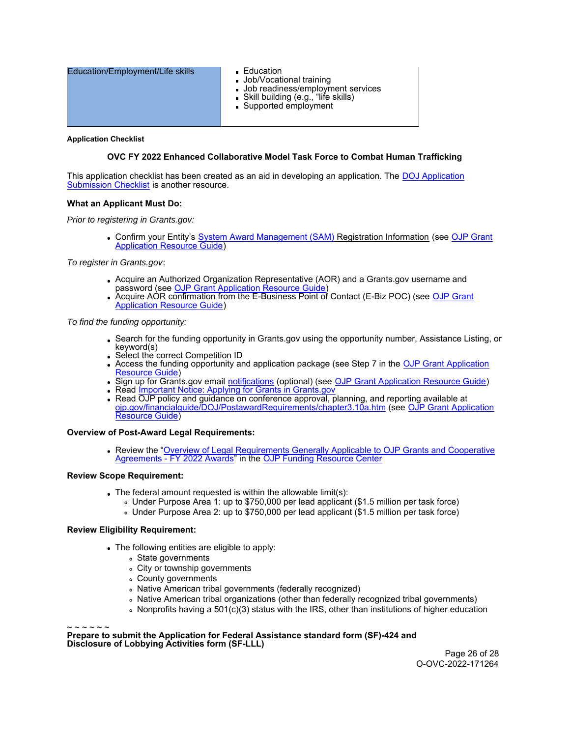| Education/Employment/Life skills | - Education<br>- Job/Vocational training<br>- Job readiness/employment services<br>- Skill building (e.g., "life skills)<br>- Supported employment |
|---|---|

**Application Checklist**

**OVC FY 2022 Enhanced Collaborative Model Task Force to Combat Human Trafficking**

This application checklist has been created as an aid in developing an application. The DOJ Application Submission Checklist is another resource.

**What an Applicant Must Do:**

*Prior to registering in Grants.gov:*

- Confirm your Entity's System Award Management (SAM) Registration Information (see OJP Grant Application Resource Guide)

*To register in Grants.gov*:

- Acquire an Authorized Organization Representative (AOR) and a Grants.gov username and password (see OJP Grant Application Resource Guide)
- Acquire AOR confirmation from the E-Business Point of Contact (E-Biz POC) (see OJP Grant Application Resource Guide)

*To find the funding opportunity:*

- Search for the funding opportunity in Grants.gov using the opportunity number, Assistance Listing, or keyword(s)
- Select the correct Competition ID
- Access the funding opportunity and application package (see Step 7 in the OJP Grant Application Resource Guide)
- Sign up for Grants.gov email notifications (optional) (see OJP Grant Application Resource Guide)
- Read Important Notice: Applying for Grants in Grants.gov
- Read OJP policy and guidance on conference approval, planning, and reporting available at ojp.gov/financialguide/DOJ/PostawardRequirements/chapter3.10a.htm (see OJP Grant Application Resource Guide)

**Overview of Post-Award Legal Requirements:**

- Review the "Overview of Legal Requirements Generally Applicable to OJP Grants and Cooperative Agreements - FY 2022 Awards" in the OJP Funding Resource Center

**Review Scope Requirement:**

- The federal amount requested is within the allowable limit(s):
  - Under Purpose Area 1: up to $750,000 per lead applicant ($1.5 million per task force)
  - Under Purpose Area 2: up to $750,000 per lead applicant ($1.5 million per task force)

**Review Eligibility Requirement:**

- The following entities are eligible to apply:
  - State governments
  - City or township governments
  - County governments
  - Native American tribal governments (federally recognized)
  - Native American tribal organizations (other than federally recognized tribal governments)
  - Nonprofits having a 501(c)(3) status with the IRS, other than institutions of higher education

~ ~ ~ ~ ~ ~

**Prepare to submit the Application for Federal Assistance standard form (SF)-424 and Disclosure of Lobbying Activities form (SF-LLL)**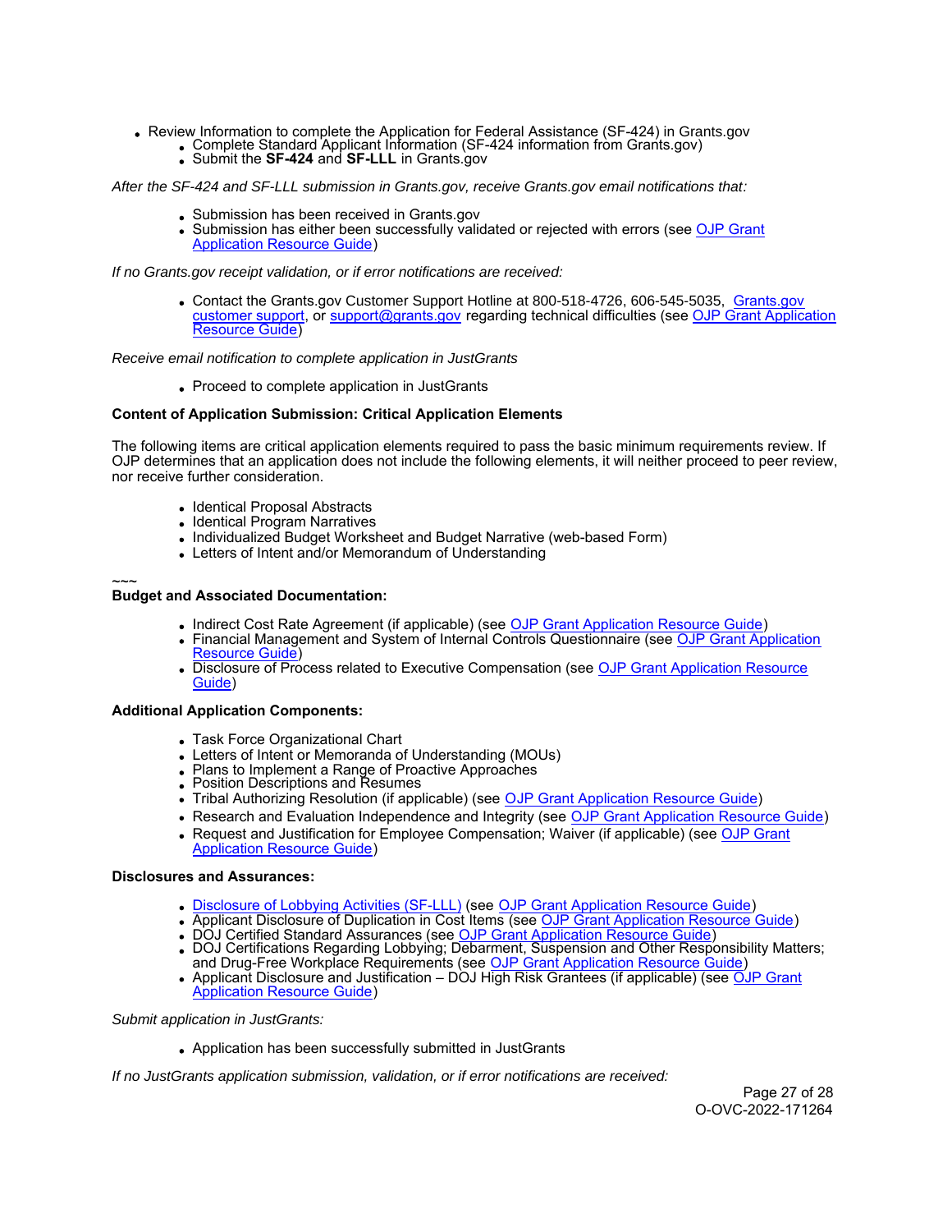- Review Information to complete the Application for Federal Assistance (SF-424) in Grants.gov
  - Complete Standard Applicant Information (SF-424 information from Grants.gov)
  - Submit the **SF-424** and **SF-LLL** in Grants.gov

*After the SF-424 and SF-LLL submission in Grants.gov, receive Grants.gov email notifications that:*

- Submission has been received in Grants.gov
- Submission has either been successfully validated or rejected with errors (see OJP Grant Application Resource Guide)

*If no Grants.gov receipt validation, or if error notifications are received:*

- Contact the Grants.gov Customer Support Hotline at 800-518-4726, 606-545-5035, Grants.gov customer support, or support@grants.gov regarding technical difficulties (see OJP Grant Application Resource Guide)

*Receive email notification to complete application in JustGrants*

- Proceed to complete application in JustGrants

**Content of Application Submission: Critical Application Elements**

The following items are critical application elements required to pass the basic minimum requirements review. If OJP determines that an application does not include the following elements, it will neither proceed to peer review, nor receive further consideration.

- Identical Proposal Abstracts
- Identical Program Narratives
- Individualized Budget Worksheet and Budget Narrative (web-based Form)
- Letters of Intent and/or Memorandum of Understanding

~~~

**Budget and Associated Documentation:**

- Indirect Cost Rate Agreement (if applicable) (see OJP Grant Application Resource Guide)
- Financial Management and System of Internal Controls Questionnaire (see OJP Grant Application Resource Guide)
- Disclosure of Process related to Executive Compensation (see OJP Grant Application Resource Guide)

**Additional Application Components:**

- Task Force Organizational Chart
- Letters of Intent or Memoranda of Understanding (MOUs)
- Plans to Implement a Range of Proactive Approaches
- Position Descriptions and Resumes
- Tribal Authorizing Resolution (if applicable) (see OJP Grant Application Resource Guide)
- Research and Evaluation Independence and Integrity (see OJP Grant Application Resource Guide)
- Request and Justification for Employee Compensation; Waiver (if applicable) (see OJP Grant Application Resource Guide)

**Disclosures and Assurances:**

- Disclosure of Lobbying Activities (SF-LLL) (see OJP Grant Application Resource Guide)
- Applicant Disclosure of Duplication in Cost Items (see OJP Grant Application Resource Guide)
- DOJ Certified Standard Assurances (see OJP Grant Application Resource Guide)
- DOJ Certifications Regarding Lobbying; Debarment, Suspension and Other Responsibility Matters; and Drug-Free Workplace Requirements (see OJP Grant Application Resource Guide)
- Applicant Disclosure and Justification – DOJ High Risk Grantees (if applicable) (see OJP Grant Application Resource Guide)

*Submit application in JustGrants:*

- Application has been successfully submitted in JustGrants

*If no JustGrants application submission, validation, or if error notifications are received:*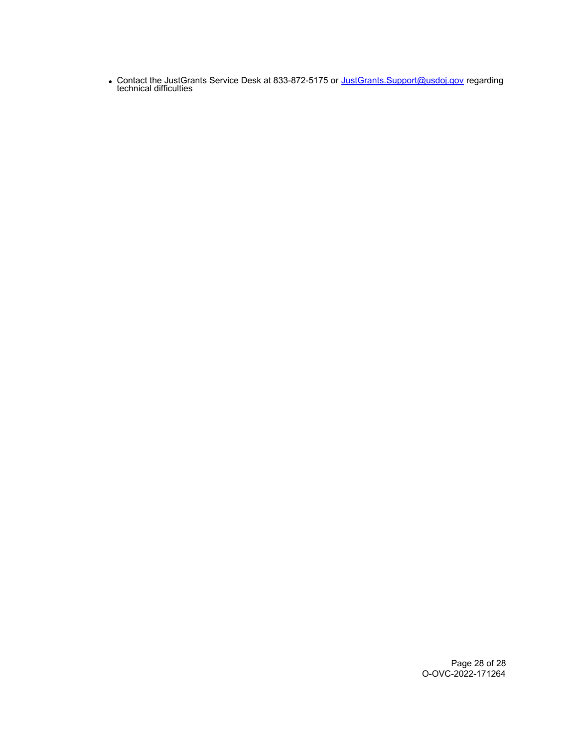- Contact the JustGrants Service Desk at 833-872-5175 or [JustGrants.Support@usdoj.gov](mailto:JustGrants.Support@usdoj.gov) regarding technical difficulties